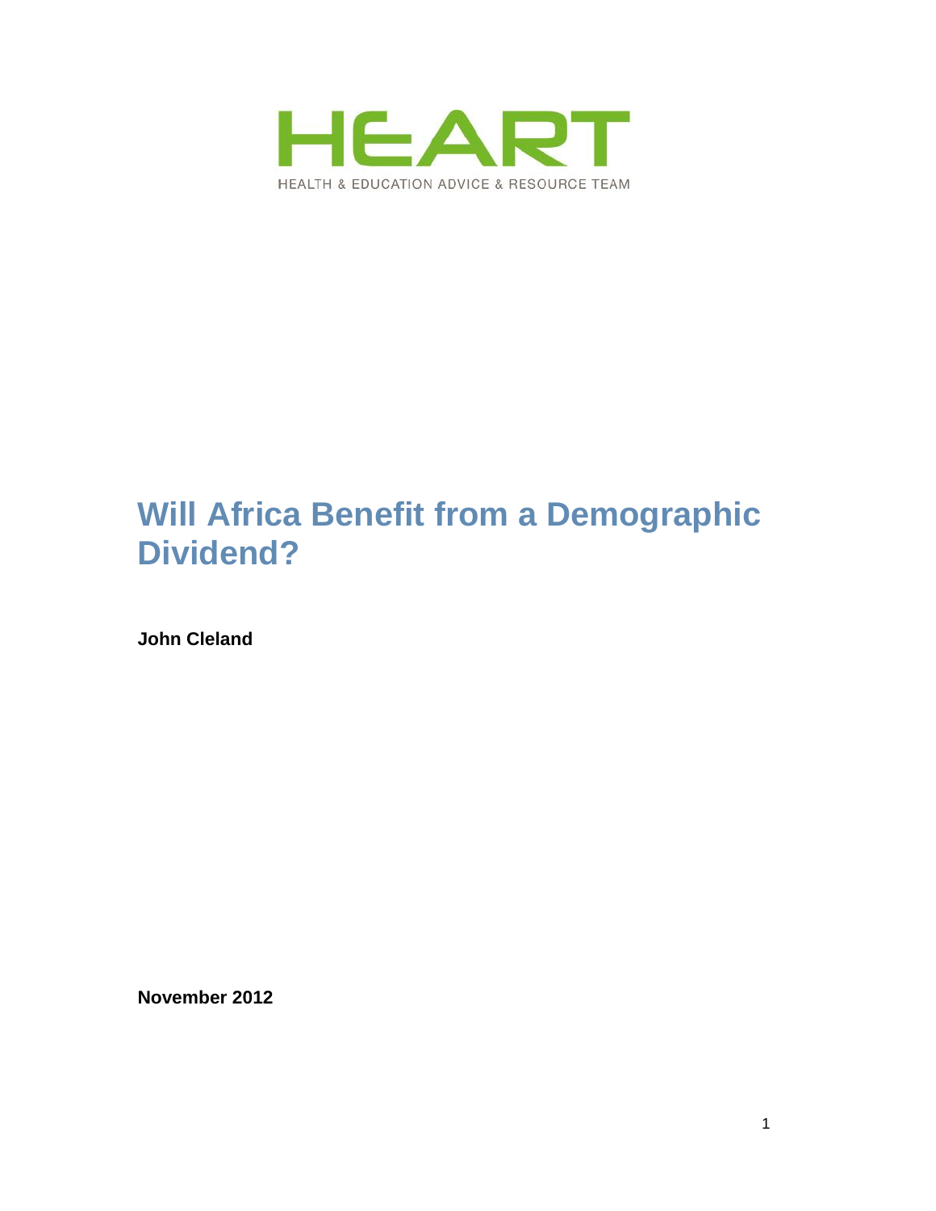HEART

HEALTH & EDUCATION ADVICE & RESOURCE TEAM

# Will Africa Benefit from a Demographic Dividend?

**John Cleland**

**November 2012**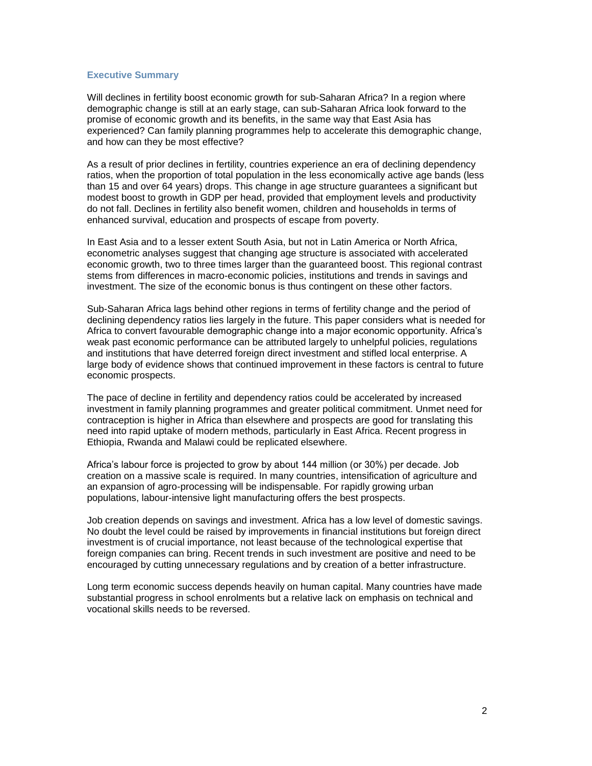## Executive Summary

Will declines in fertility boost economic growth for sub-Saharan Africa? In a region where demographic change is still at an early stage, can sub-Saharan Africa look forward to the promise of economic growth and its benefits, in the same way that East Asia has experienced? Can family planning programmes help to accelerate this demographic change, and how can they be most effective?

As a result of prior declines in fertility, countries experience an era of declining dependency ratios, when the proportion of total population in the less economically active age bands (less than 15 and over 64 years) drops. This change in age structure guarantees a significant but modest boost to growth in GDP per head, provided that employment levels and productivity do not fall. Declines in fertility also benefit women, children and households in terms of enhanced survival, education and prospects of escape from poverty.

In East Asia and to a lesser extent South Asia, but not in Latin America or North Africa, econometric analyses suggest that changing age structure is associated with accelerated economic growth, two to three times larger than the guaranteed boost. This regional contrast stems from differences in macro-economic policies, institutions and trends in savings and investment. The size of the economic bonus is thus contingent on these other factors.

Sub-Saharan Africa lags behind other regions in terms of fertility change and the period of declining dependency ratios lies largely in the future. This paper considers what is needed for Africa to convert favourable demographic change into a major economic opportunity. Africa's weak past economic performance can be attributed largely to unhelpful policies, regulations and institutions that have deterred foreign direct investment and stifled local enterprise. A large body of evidence shows that continued improvement in these factors is central to future economic prospects.

The pace of decline in fertility and dependency ratios could be accelerated by increased investment in family planning programmes and greater political commitment. Unmet need for contraception is higher in Africa than elsewhere and prospects are good for translating this need into rapid uptake of modern methods, particularly in East Africa. Recent progress in Ethiopia, Rwanda and Malawi could be replicated elsewhere.

Africa's labour force is projected to grow by about 144 million (or 30%) per decade. Job creation on a massive scale is required. In many countries, intensification of agriculture and an expansion of agro-processing will be indispensable. For rapidly growing urban populations, labour-intensive light manufacturing offers the best prospects.

Job creation depends on savings and investment. Africa has a low level of domestic savings. No doubt the level could be raised by improvements in financial institutions but foreign direct investment is of crucial importance, not least because of the technological expertise that foreign companies can bring. Recent trends in such investment are positive and need to be encouraged by cutting unnecessary regulations and by creation of a better infrastructure.

Long term economic success depends heavily on human capital. Many countries have made substantial progress in school enrolments but a relative lack on emphasis on technical and vocational skills needs to be reversed.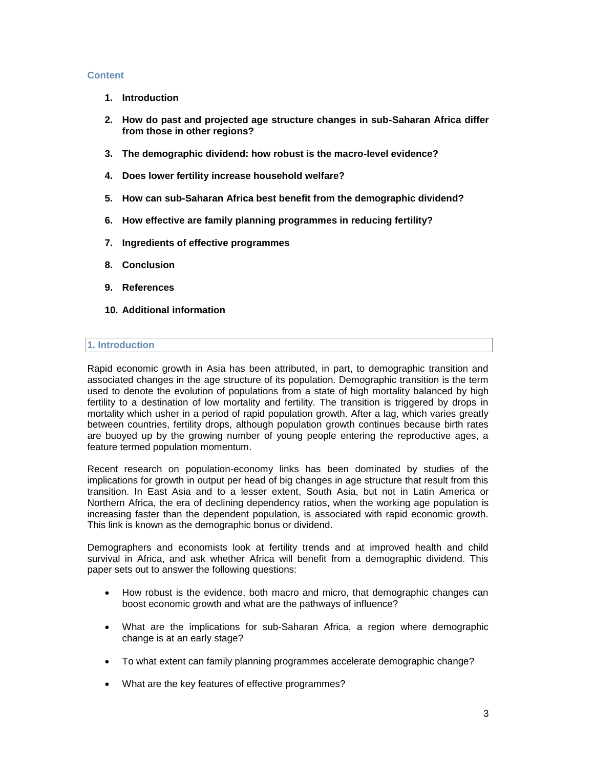## Content

1. **Introduction**
2. **How do past and projected age structure changes in sub-Saharan Africa differ from those in other regions?**
3. **The demographic dividend: how robust is the macro-level evidence?**
4. **Does lower fertility increase household welfare?**
5. **How can sub-Saharan Africa best benefit from the demographic dividend?**
6. **How effective are family planning programmes in reducing fertility?**
7. **Ingredients of effective programmes**
8. **Conclusion**
9. **References**
10. **Additional information**

## 1. Introduction

Rapid economic growth in Asia has been attributed, in part, to demographic transition and associated changes in the age structure of its population. Demographic transition is the term used to denote the evolution of populations from a state of high mortality balanced by high fertility to a destination of low mortality and fertility. The transition is triggered by drops in mortality which usher in a period of rapid population growth. After a lag, which varies greatly between countries, fertility drops, although population growth continues because birth rates are buoyed up by the growing number of young people entering the reproductive ages, a feature termed population momentum.

Recent research on population-economy links has been dominated by studies of the implications for growth in output per head of big changes in age structure that result from this transition. In East Asia and to a lesser extent, South Asia, but not in Latin America or Northern Africa, the era of declining dependency ratios, when the working age population is increasing faster than the dependent population, is associated with rapid economic growth. This link is known as the demographic bonus or dividend.

Demographers and economists look at fertility trends and at improved health and child survival in Africa, and ask whether Africa will benefit from a demographic dividend. This paper sets out to answer the following questions:

- How robust is the evidence, both macro and micro, that demographic changes can boost economic growth and what are the pathways of influence?
- What are the implications for sub-Saharan Africa, a region where demographic change is at an early stage?
- To what extent can family planning programmes accelerate demographic change?
- What are the key features of effective programmes?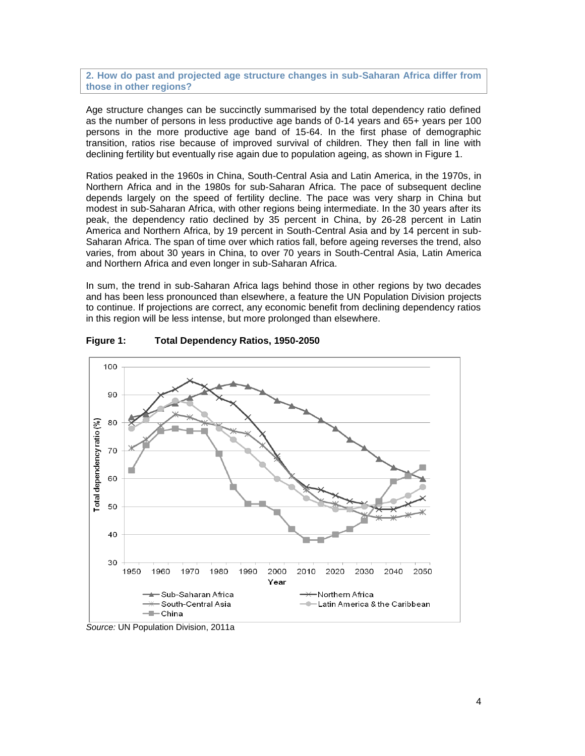## 2. How do past and projected age structure changes in sub-Saharan Africa differ from those in other regions?

Age structure changes can be succinctly summarised by the total dependency ratio defined as the number of persons in less productive age bands of 0-14 years and 65+ years per 100 persons in the more productive age band of 15-64. In the first phase of demographic transition, ratios rise because of improved survival of children. They then fall in line with declining fertility but eventually rise again due to population ageing, as shown in Figure 1.

Ratios peaked in the 1960s in China, South-Central Asia and Latin America, in the 1970s, in Northern Africa and in the 1980s for sub-Saharan Africa. The pace of subsequent decline depends largely on the speed of fertility decline. The pace was very sharp in China but modest in sub-Saharan Africa, with other regions being intermediate. In the 30 years after its peak, the dependency ratio declined by 35 percent in China, by 26-28 percent in Latin America and Northern Africa, by 19 percent in South-Central Asia and by 14 percent in sub-Saharan Africa. The span of time over which ratios fall, before ageing reverses the trend, also varies, from about 30 years in China, to over 70 years in South-Central Asia, Latin America and Northern Africa and even longer in sub-Saharan Africa.

In sum, the trend in sub-Saharan Africa lags behind those in other regions by two decades and has been less pronounced than elsewhere, a feature the UN Population Division projects to continue. If projections are correct, any economic benefit from declining dependency ratios in this region will be less intense, but more prolonged than elsewhere.

**Figure 1: Total Dependency Ratios, 1950-2050**

*Source:* UN Population Division, 2011a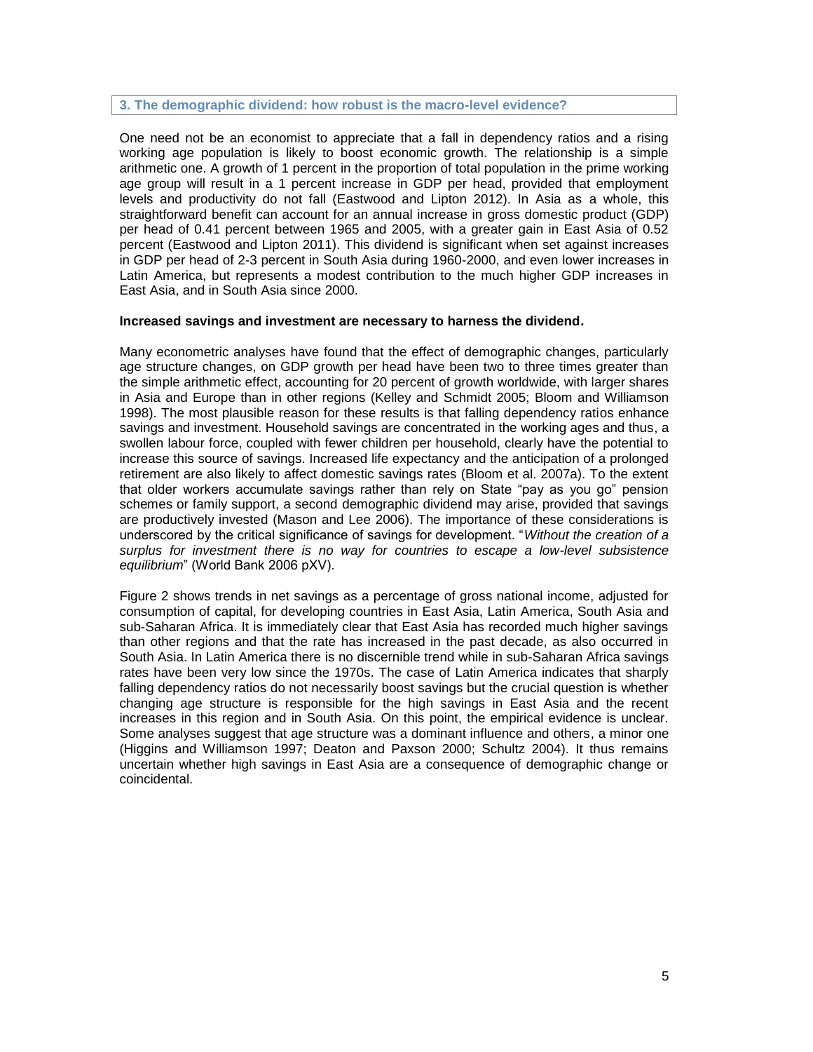## 3. The demographic dividend: how robust is the macro-level evidence?

One need not be an economist to appreciate that a fall in dependency ratios and a rising working age population is likely to boost economic growth. The relationship is a simple arithmetic one. A growth of 1 percent in the proportion of total population in the prime working age group will result in a 1 percent increase in GDP per head, provided that employment levels and productivity do not fall (Eastwood and Lipton 2012). In Asia as a whole, this straightforward benefit can account for an annual increase in gross domestic product (GDP) per head of 0.41 percent between 1965 and 2005, with a greater gain in East Asia of 0.52 percent (Eastwood and Lipton 2011). This dividend is significant when set against increases in GDP per head of 2-3 percent in South Asia during 1960-2000, and even lower increases in Latin America, but represents a modest contribution to the much higher GDP increases in East Asia, and in South Asia since 2000.

**Increased savings and investment are necessary to harness the dividend.**

Many econometric analyses have found that the effect of demographic changes, particularly age structure changes, on GDP growth per head have been two to three times greater than the simple arithmetic effect, accounting for 20 percent of growth worldwide, with larger shares in Asia and Europe than in other regions (Kelley and Schmidt 2005; Bloom and Williamson 1998). The most plausible reason for these results is that falling dependency ratios enhance savings and investment. Household savings are concentrated in the working ages and thus, a swollen labour force, coupled with fewer children per household, clearly have the potential to increase this source of savings. Increased life expectancy and the anticipation of a prolonged retirement are also likely to affect domestic savings rates (Bloom et al. 2007a). To the extent that older workers accumulate savings rather than rely on State "pay as you go" pension schemes or family support, a second demographic dividend may arise, provided that savings are productively invested (Mason and Lee 2006). The importance of these considerations is underscored by the critical significance of savings for development. "*Without the creation of a surplus for investment there is no way for countries to escape a low-level subsistence equilibrium*" (World Bank 2006 pXV).

Figure 2 shows trends in net savings as a percentage of gross national income, adjusted for consumption of capital, for developing countries in East Asia, Latin America, South Asia and sub-Saharan Africa. It is immediately clear that East Asia has recorded much higher savings than other regions and that the rate has increased in the past decade, as also occurred in South Asia. In Latin America there is no discernible trend while in sub-Saharan Africa savings rates have been very low since the 1970s. The case of Latin America indicates that sharply falling dependency ratios do not necessarily boost savings but the crucial question is whether changing age structure is responsible for the high savings in East Asia and the recent increases in this region and in South Asia. On this point, the empirical evidence is unclear. Some analyses suggest that age structure was a dominant influence and others, a minor one (Higgins and Williamson 1997; Deaton and Paxson 2000; Schultz 2004). It thus remains uncertain whether high savings in East Asia are a consequence of demographic change or coincidental.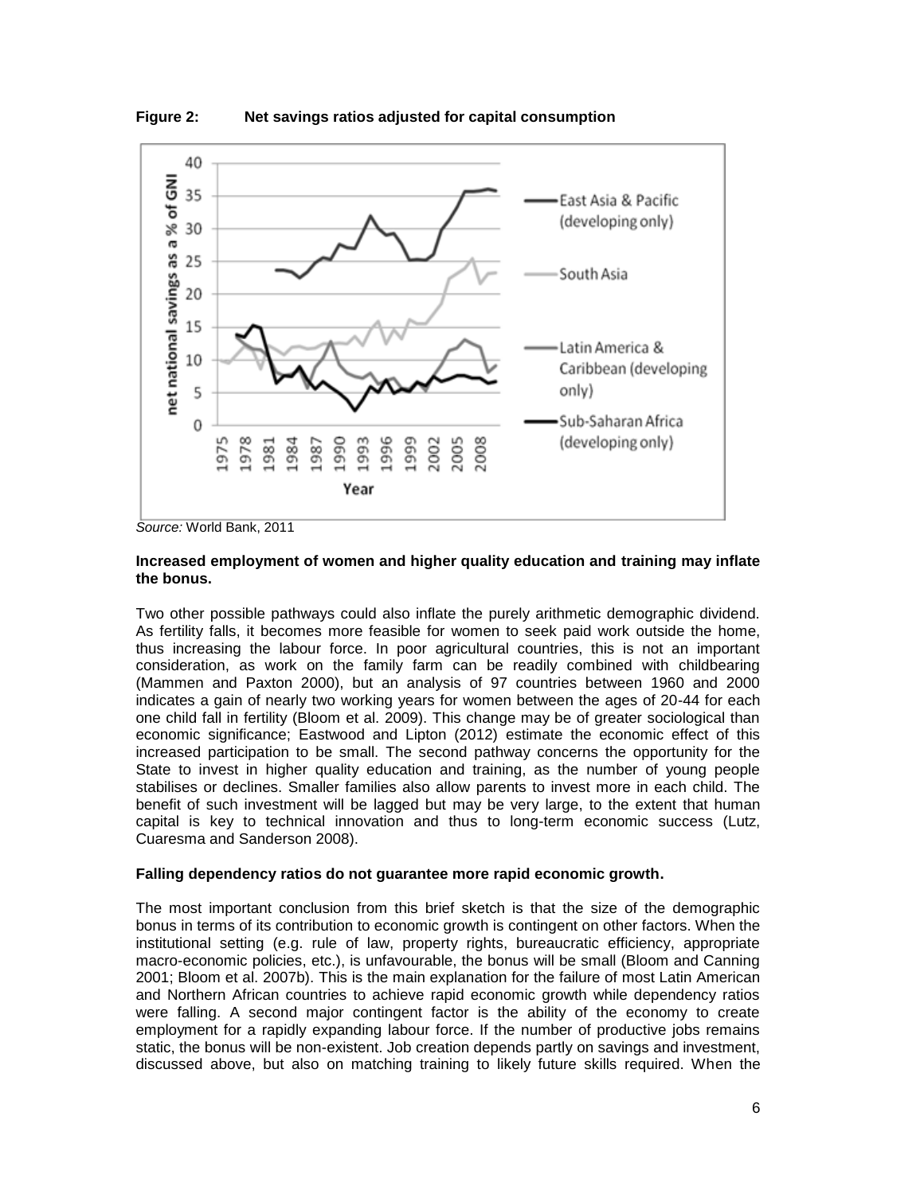**Figure 2: Net savings ratios adjusted for capital consumption**

*Source:* World Bank, 2011

**Increased employment of women and higher quality education and training may inflate the bonus.**

Two other possible pathways could also inflate the purely arithmetic demographic dividend. As fertility falls, it becomes more feasible for women to seek paid work outside the home, thus increasing the labour force. In poor agricultural countries, this is not an important consideration, as work on the family farm can be readily combined with childbearing (Mammen and Paxton 2000), but an analysis of 97 countries between 1960 and 2000 indicates a gain of nearly two working years for women between the ages of 20-44 for each one child fall in fertility (Bloom et al. 2009). This change may be of greater sociological than economic significance; Eastwood and Lipton (2012) estimate the economic effect of this increased participation to be small. The second pathway concerns the opportunity for the State to invest in higher quality education and training, as the number of young people stabilises or declines. Smaller families also allow parents to invest more in each child. The benefit of such investment will be lagged but may be very large, to the extent that human capital is key to technical innovation and thus to long-term economic success (Lutz, Cuaresma and Sanderson 2008).

**Falling dependency ratios do not guarantee more rapid economic growth.**

The most important conclusion from this brief sketch is that the size of the demographic bonus in terms of its contribution to economic growth is contingent on other factors. When the institutional setting (e.g. rule of law, property rights, bureaucratic efficiency, appropriate macro-economic policies, etc.), is unfavourable, the bonus will be small (Bloom and Canning 2001; Bloom et al. 2007b). This is the main explanation for the failure of most Latin American and Northern African countries to achieve rapid economic growth while dependency ratios were falling. A second major contingent factor is the ability of the economy to create employment for a rapidly expanding labour force. If the number of productive jobs remains static, the bonus will be non-existent. Job creation depends partly on savings and investment, discussed above, but also on matching training to likely future skills required. When the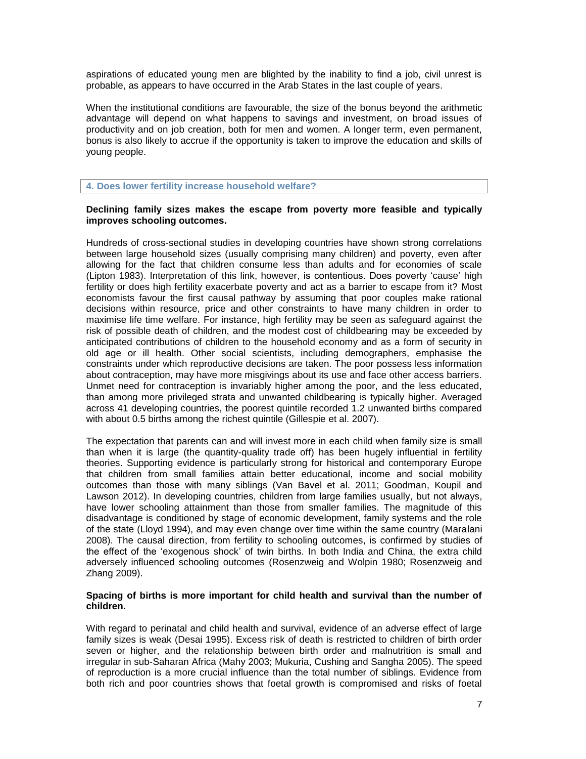aspirations of educated young men are blighted by the inability to find a job, civil unrest is probable, as appears to have occurred in the Arab States in the last couple of years.

When the institutional conditions are favourable, the size of the bonus beyond the arithmetic advantage will depend on what happens to savings and investment, on broad issues of productivity and on job creation, both for men and women. A longer term, even permanent, bonus is also likely to accrue if the opportunity is taken to improve the education and skills of young people.

## 4. Does lower fertility increase household welfare?

**Declining family sizes makes the escape from poverty more feasible and typically improves schooling outcomes.**

Hundreds of cross-sectional studies in developing countries have shown strong correlations between large household sizes (usually comprising many children) and poverty, even after allowing for the fact that children consume less than adults and for economies of scale (Lipton 1983). Interpretation of this link, however, is contentious. Does poverty 'cause' high fertility or does high fertility exacerbate poverty and act as a barrier to escape from it? Most economists favour the first causal pathway by assuming that poor couples make rational decisions within resource, price and other constraints to have many children in order to maximise life time welfare. For instance, high fertility may be seen as safeguard against the risk of possible death of children, and the modest cost of childbearing may be exceeded by anticipated contributions of children to the household economy and as a form of security in old age or ill health. Other social scientists, including demographers, emphasise the constraints under which reproductive decisions are taken. The poor possess less information about contraception, may have more misgivings about its use and face other access barriers. Unmet need for contraception is invariably higher among the poor, and the less educated, than among more privileged strata and unwanted childbearing is typically higher. Averaged across 41 developing countries, the poorest quintile recorded 1.2 unwanted births compared with about 0.5 births among the richest quintile (Gillespie et al. 2007).

The expectation that parents can and will invest more in each child when family size is small than when it is large (the quantity-quality trade off) has been hugely influential in fertility theories. Supporting evidence is particularly strong for historical and contemporary Europe that children from small families attain better educational, income and social mobility outcomes than those with many siblings (Van Bavel et al. 2011; Goodman, Koupil and Lawson 2012). In developing countries, children from large families usually, but not always, have lower schooling attainment than those from smaller families. The magnitude of this disadvantage is conditioned by stage of economic development, family systems and the role of the state (Lloyd 1994), and may even change over time within the same country (Maralani 2008). The causal direction, from fertility to schooling outcomes, is confirmed by studies of the effect of the 'exogenous shock' of twin births. In both India and China, the extra child adversely influenced schooling outcomes (Rosenzweig and Wolpin 1980; Rosenzweig and Zhang 2009).

**Spacing of births is more important for child health and survival than the number of children.**

With regard to perinatal and child health and survival, evidence of an adverse effect of large family sizes is weak (Desai 1995). Excess risk of death is restricted to children of birth order seven or higher, and the relationship between birth order and malnutrition is small and irregular in sub-Saharan Africa (Mahy 2003; Mukuria, Cushing and Sangha 2005). The speed of reproduction is a more crucial influence than the total number of siblings. Evidence from both rich and poor countries shows that foetal growth is compromised and risks of foetal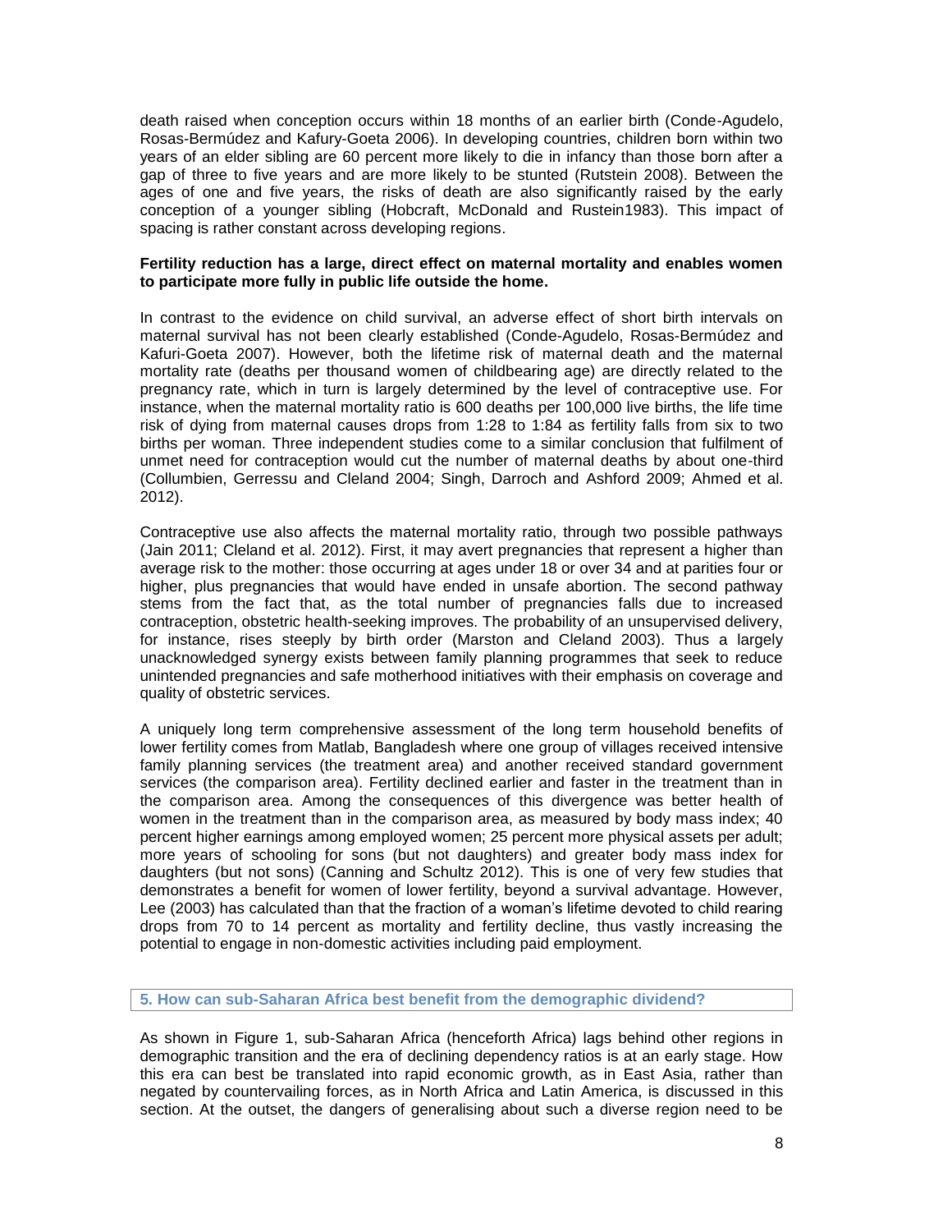death raised when conception occurs within 18 months of an earlier birth (Conde-Agudelo, Rosas-Bermúdez and Kafury-Goeta 2006). In developing countries, children born within two years of an elder sibling are 60 percent more likely to die in infancy than those born after a gap of three to five years and are more likely to be stunted (Rutstein 2008). Between the ages of one and five years, the risks of death are also significantly raised by the early conception of a younger sibling (Hobcraft, McDonald and Rustein1983). This impact of spacing is rather constant across developing regions.

**Fertility reduction has a large, direct effect on maternal mortality and enables women to participate more fully in public life outside the home.**

In contrast to the evidence on child survival, an adverse effect of short birth intervals on maternal survival has not been clearly established (Conde-Agudelo, Rosas-Bermúdez and Kafuri-Goeta 2007). However, both the lifetime risk of maternal death and the maternal mortality rate (deaths per thousand women of childbearing age) are directly related to the pregnancy rate, which in turn is largely determined by the level of contraceptive use. For instance, when the maternal mortality ratio is 600 deaths per 100,000 live births, the life time risk of dying from maternal causes drops from 1:28 to 1:84 as fertility falls from six to two births per woman. Three independent studies come to a similar conclusion that fulfilment of unmet need for contraception would cut the number of maternal deaths by about one-third (Collumbien, Gerressu and Cleland 2004; Singh, Darroch and Ashford 2009; Ahmed et al. 2012).

Contraceptive use also affects the maternal mortality ratio, through two possible pathways (Jain 2011; Cleland et al. 2012). First, it may avert pregnancies that represent a higher than average risk to the mother: those occurring at ages under 18 or over 34 and at parities four or higher, plus pregnancies that would have ended in unsafe abortion. The second pathway stems from the fact that, as the total number of pregnancies falls due to increased contraception, obstetric health-seeking improves. The probability of an unsupervised delivery, for instance, rises steeply by birth order (Marston and Cleland 2003). Thus a largely unacknowledged synergy exists between family planning programmes that seek to reduce unintended pregnancies and safe motherhood initiatives with their emphasis on coverage and quality of obstetric services.

A uniquely long term comprehensive assessment of the long term household benefits of lower fertility comes from Matlab, Bangladesh where one group of villages received intensive family planning services (the treatment area) and another received standard government services (the comparison area). Fertility declined earlier and faster in the treatment than in the comparison area. Among the consequences of this divergence was better health of women in the treatment than in the comparison area, as measured by body mass index; 40 percent higher earnings among employed women; 25 percent more physical assets per adult; more years of schooling for sons (but not daughters) and greater body mass index for daughters (but not sons) (Canning and Schultz 2012). This is one of very few studies that demonstrates a benefit for women of lower fertility, beyond a survival advantage. However, Lee (2003) has calculated than that the fraction of a woman's lifetime devoted to child rearing drops from 70 to 14 percent as mortality and fertility decline, thus vastly increasing the potential to engage in non-domestic activities including paid employment.

## 5. How can sub-Saharan Africa best benefit from the demographic dividend?

As shown in Figure 1, sub-Saharan Africa (henceforth Africa) lags behind other regions in demographic transition and the era of declining dependency ratios is at an early stage. How this era can best be translated into rapid economic growth, as in East Asia, rather than negated by countervailing forces, as in North Africa and Latin America, is discussed in this section. At the outset, the dangers of generalising about such a diverse region need to be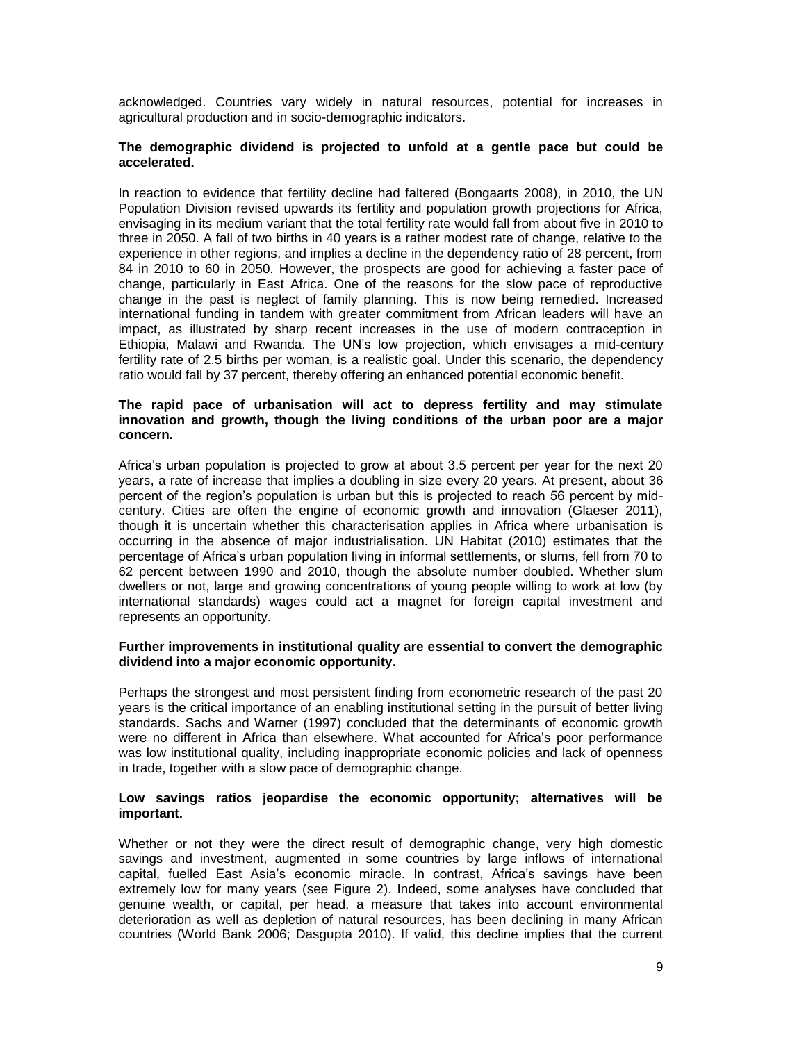acknowledged. Countries vary widely in natural resources, potential for increases in agricultural production and in socio-demographic indicators.

**The demographic dividend is projected to unfold at a gentle pace but could be accelerated.**

In reaction to evidence that fertility decline had faltered (Bongaarts 2008), in 2010, the UN Population Division revised upwards its fertility and population growth projections for Africa, envisaging in its medium variant that the total fertility rate would fall from about five in 2010 to three in 2050. A fall of two births in 40 years is a rather modest rate of change, relative to the experience in other regions, and implies a decline in the dependency ratio of 28 percent, from 84 in 2010 to 60 in 2050. However, the prospects are good for achieving a faster pace of change, particularly in East Africa. One of the reasons for the slow pace of reproductive change in the past is neglect of family planning. This is now being remedied. Increased international funding in tandem with greater commitment from African leaders will have an impact, as illustrated by sharp recent increases in the use of modern contraception in Ethiopia, Malawi and Rwanda. The UN's low projection, which envisages a mid-century fertility rate of 2.5 births per woman, is a realistic goal. Under this scenario, the dependency ratio would fall by 37 percent, thereby offering an enhanced potential economic benefit.

**The rapid pace of urbanisation will act to depress fertility and may stimulate innovation and growth, though the living conditions of the urban poor are a major concern.**

Africa's urban population is projected to grow at about 3.5 percent per year for the next 20 years, a rate of increase that implies a doubling in size every 20 years. At present, about 36 percent of the region's population is urban but this is projected to reach 56 percent by mid-century. Cities are often the engine of economic growth and innovation (Glaeser 2011), though it is uncertain whether this characterisation applies in Africa where urbanisation is occurring in the absence of major industrialisation. UN Habitat (2010) estimates that the percentage of Africa's urban population living in informal settlements, or slums, fell from 70 to 62 percent between 1990 and 2010, though the absolute number doubled. Whether slum dwellers or not, large and growing concentrations of young people willing to work at low (by international standards) wages could act a magnet for foreign capital investment and represents an opportunity.

**Further improvements in institutional quality are essential to convert the demographic dividend into a major economic opportunity.**

Perhaps the strongest and most persistent finding from econometric research of the past 20 years is the critical importance of an enabling institutional setting in the pursuit of better living standards. Sachs and Warner (1997) concluded that the determinants of economic growth were no different in Africa than elsewhere. What accounted for Africa's poor performance was low institutional quality, including inappropriate economic policies and lack of openness in trade, together with a slow pace of demographic change.

**Low savings ratios jeopardise the economic opportunity; alternatives will be important.**

Whether or not they were the direct result of demographic change, very high domestic savings and investment, augmented in some countries by large inflows of international capital, fuelled East Asia's economic miracle. In contrast, Africa's savings have been extremely low for many years (see Figure 2). Indeed, some analyses have concluded that genuine wealth, or capital, per head, a measure that takes into account environmental deterioration as well as depletion of natural resources, has been declining in many African countries (World Bank 2006; Dasgupta 2010). If valid, this decline implies that the current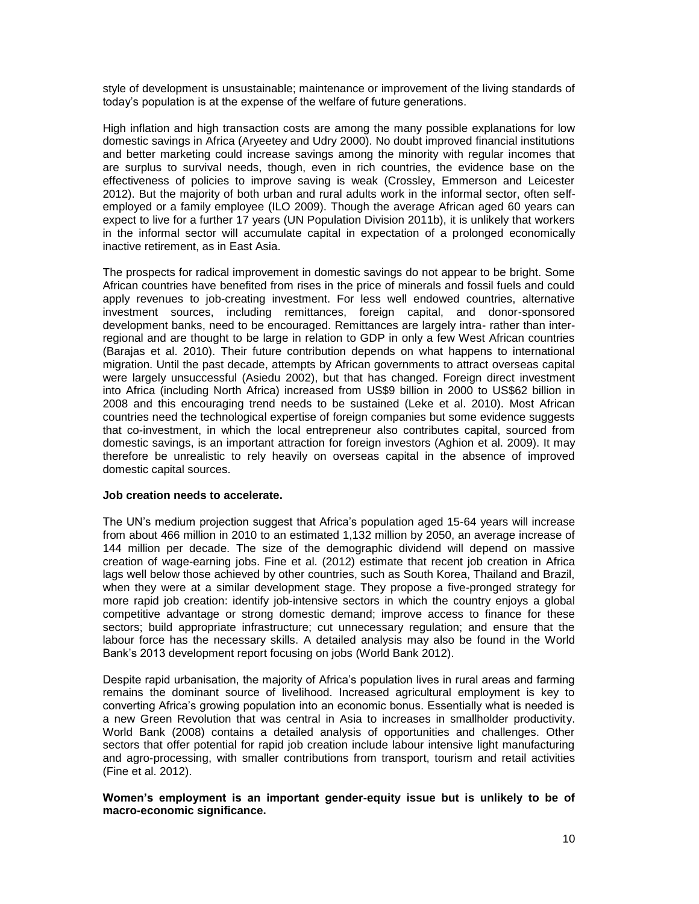style of development is unsustainable; maintenance or improvement of the living standards of today's population is at the expense of the welfare of future generations.

High inflation and high transaction costs are among the many possible explanations for low domestic savings in Africa (Aryeetey and Udry 2000). No doubt improved financial institutions and better marketing could increase savings among the minority with regular incomes that are surplus to survival needs, though, even in rich countries, the evidence base on the effectiveness of policies to improve saving is weak (Crossley, Emmerson and Leicester 2012). But the majority of both urban and rural adults work in the informal sector, often self-employed or a family employee (ILO 2009). Though the average African aged 60 years can expect to live for a further 17 years (UN Population Division 2011b), it is unlikely that workers in the informal sector will accumulate capital in expectation of a prolonged economically inactive retirement, as in East Asia.

The prospects for radical improvement in domestic savings do not appear to be bright. Some African countries have benefited from rises in the price of minerals and fossil fuels and could apply revenues to job-creating investment. For less well endowed countries, alternative investment sources, including remittances, foreign capital, and donor-sponsored development banks, need to be encouraged. Remittances are largely intra- rather than inter-regional and are thought to be large in relation to GDP in only a few West African countries (Barajas et al. 2010). Their future contribution depends on what happens to international migration. Until the past decade, attempts by African governments to attract overseas capital were largely unsuccessful (Asiedu 2002), but that has changed. Foreign direct investment into Africa (including North Africa) increased from US$9 billion in 2000 to US$62 billion in 2008 and this encouraging trend needs to be sustained (Leke et al. 2010). Most African countries need the technological expertise of foreign companies but some evidence suggests that co-investment, in which the local entrepreneur also contributes capital, sourced from domestic savings, is an important attraction for foreign investors (Aghion et al. 2009). It may therefore be unrealistic to rely heavily on overseas capital in the absence of improved domestic capital sources.

**Job creation needs to accelerate.**

The UN's medium projection suggest that Africa's population aged 15-64 years will increase from about 466 million in 2010 to an estimated 1,132 million by 2050, an average increase of 144 million per decade. The size of the demographic dividend will depend on massive creation of wage-earning jobs. Fine et al. (2012) estimate that recent job creation in Africa lags well below those achieved by other countries, such as South Korea, Thailand and Brazil, when they were at a similar development stage. They propose a five-pronged strategy for more rapid job creation: identify job-intensive sectors in which the country enjoys a global competitive advantage or strong domestic demand; improve access to finance for these sectors; build appropriate infrastructure; cut unnecessary regulation; and ensure that the labour force has the necessary skills. A detailed analysis may also be found in the World Bank's 2013 development report focusing on jobs (World Bank 2012).

Despite rapid urbanisation, the majority of Africa's population lives in rural areas and farming remains the dominant source of livelihood. Increased agricultural employment is key to converting Africa's growing population into an economic bonus. Essentially what is needed is a new Green Revolution that was central in Asia to increases in smallholder productivity. World Bank (2008) contains a detailed analysis of opportunities and challenges. Other sectors that offer potential for rapid job creation include labour intensive light manufacturing and agro-processing, with smaller contributions from transport, tourism and retail activities (Fine et al. 2012).

**Women's employment is an important gender-equity issue but is unlikely to be of macro-economic significance.**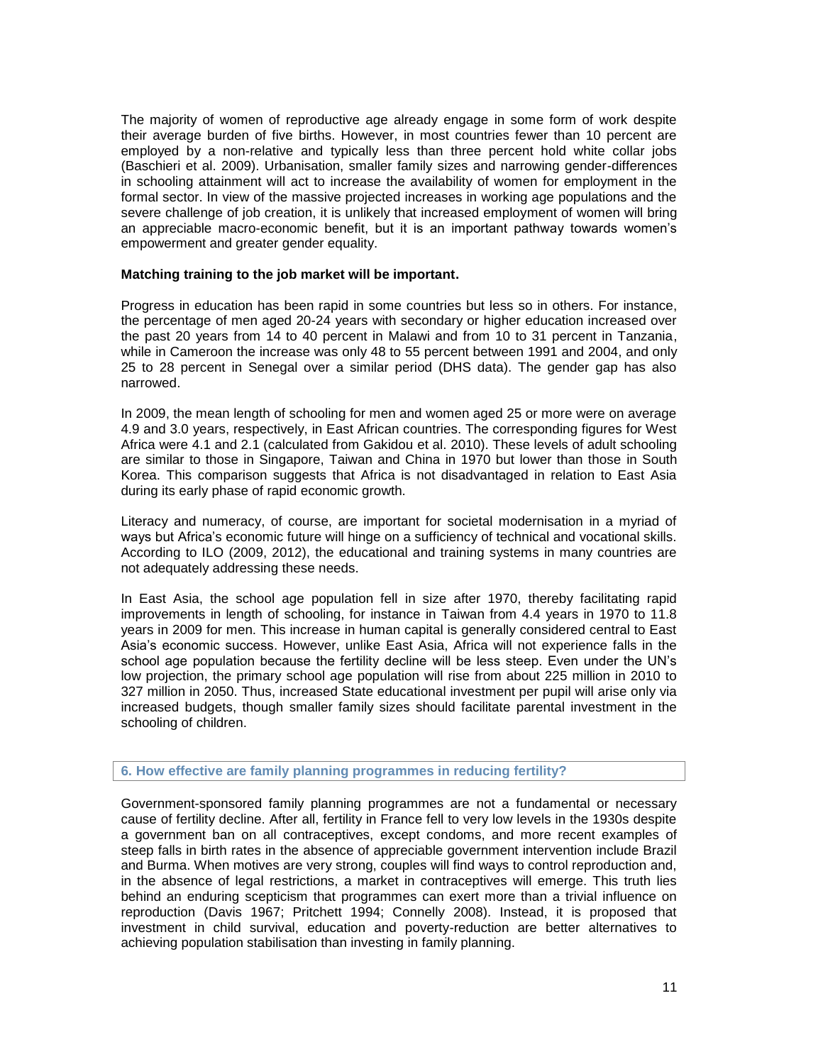The majority of women of reproductive age already engage in some form of work despite their average burden of five births. However, in most countries fewer than 10 percent are employed by a non-relative and typically less than three percent hold white collar jobs (Baschieri et al. 2009). Urbanisation, smaller family sizes and narrowing gender-differences in schooling attainment will act to increase the availability of women for employment in the formal sector. In view of the massive projected increases in working age populations and the severe challenge of job creation, it is unlikely that increased employment of women will bring an appreciable macro-economic benefit, but it is an important pathway towards women's empowerment and greater gender equality.

**Matching training to the job market will be important.**

Progress in education has been rapid in some countries but less so in others. For instance, the percentage of men aged 20-24 years with secondary or higher education increased over the past 20 years from 14 to 40 percent in Malawi and from 10 to 31 percent in Tanzania, while in Cameroon the increase was only 48 to 55 percent between 1991 and 2004, and only 25 to 28 percent in Senegal over a similar period (DHS data). The gender gap has also narrowed.

In 2009, the mean length of schooling for men and women aged 25 or more were on average 4.9 and 3.0 years, respectively, in East African countries. The corresponding figures for West Africa were 4.1 and 2.1 (calculated from Gakidou et al. 2010). These levels of adult schooling are similar to those in Singapore, Taiwan and China in 1970 but lower than those in South Korea. This comparison suggests that Africa is not disadvantaged in relation to East Asia during its early phase of rapid economic growth.

Literacy and numeracy, of course, are important for societal modernisation in a myriad of ways but Africa's economic future will hinge on a sufficiency of technical and vocational skills. According to ILO (2009, 2012), the educational and training systems in many countries are not adequately addressing these needs.

In East Asia, the school age population fell in size after 1970, thereby facilitating rapid improvements in length of schooling, for instance in Taiwan from 4.4 years in 1970 to 11.8 years in 2009 for men. This increase in human capital is generally considered central to East Asia's economic success. However, unlike East Asia, Africa will not experience falls in the school age population because the fertility decline will be less steep. Even under the UN's low projection, the primary school age population will rise from about 225 million in 2010 to 327 million in 2050. Thus, increased State educational investment per pupil will arise only via increased budgets, though smaller family sizes should facilitate parental investment in the schooling of children.

## 6. How effective are family planning programmes in reducing fertility?

Government-sponsored family planning programmes are not a fundamental or necessary cause of fertility decline. After all, fertility in France fell to very low levels in the 1930s despite a government ban on all contraceptives, except condoms, and more recent examples of steep falls in birth rates in the absence of appreciable government intervention include Brazil and Burma. When motives are very strong, couples will find ways to control reproduction and, in the absence of legal restrictions, a market in contraceptives will emerge. This truth lies behind an enduring scepticism that programmes can exert more than a trivial influence on reproduction (Davis 1967; Pritchett 1994; Connelly 2008). Instead, it is proposed that investment in child survival, education and poverty-reduction are better alternatives to achieving population stabilisation than investing in family planning.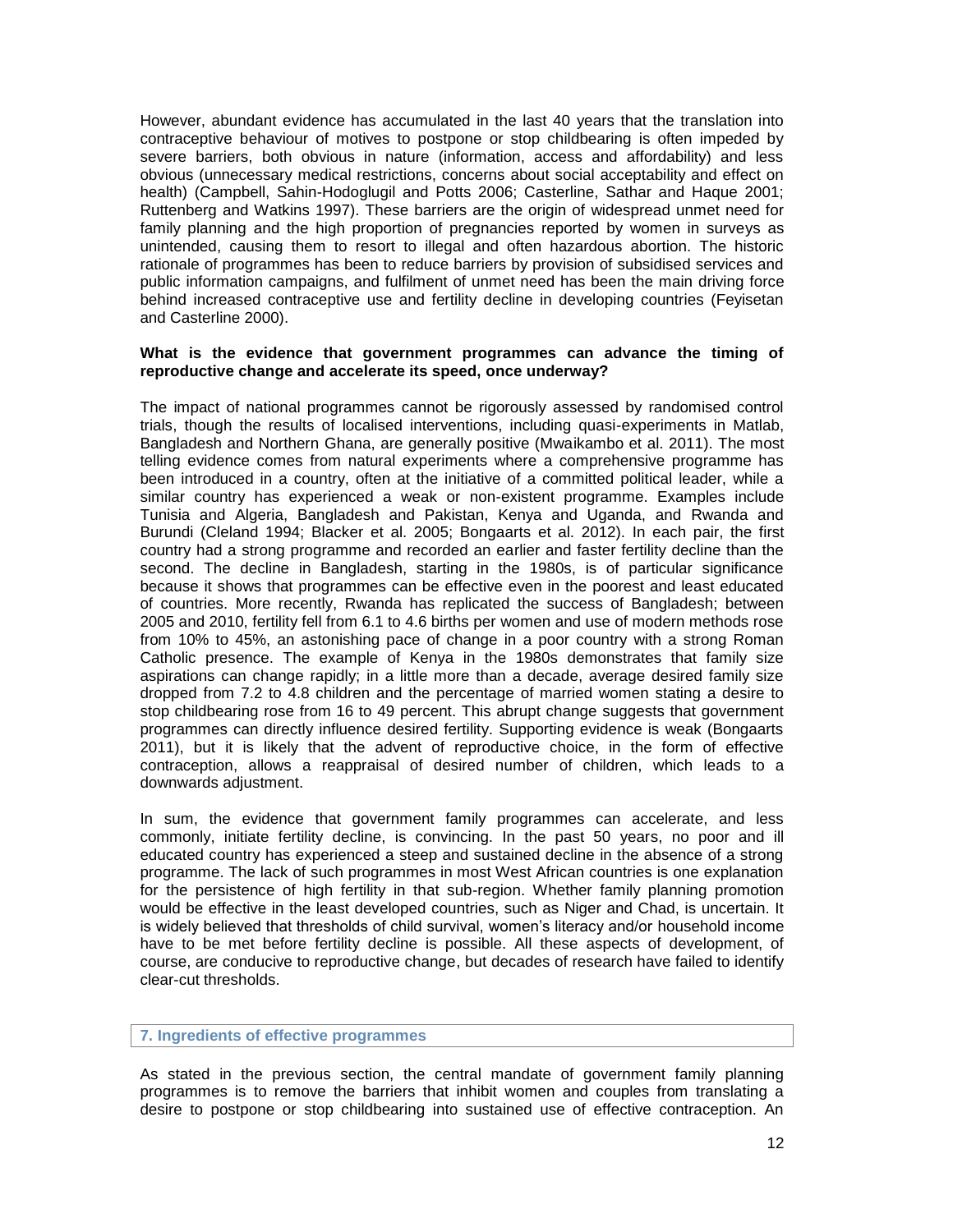However, abundant evidence has accumulated in the last 40 years that the translation into contraceptive behaviour of motives to postpone or stop childbearing is often impeded by severe barriers, both obvious in nature (information, access and affordability) and less obvious (unnecessary medical restrictions, concerns about social acceptability and effect on health) (Campbell, Sahin-Hodoglugil and Potts 2006; Casterline, Sathar and Haque 2001; Ruttenberg and Watkins 1997). These barriers are the origin of widespread unmet need for family planning and the high proportion of pregnancies reported by women in surveys as unintended, causing them to resort to illegal and often hazardous abortion. The historic rationale of programmes has been to reduce barriers by provision of subsidised services and public information campaigns, and fulfilment of unmet need has been the main driving force behind increased contraceptive use and fertility decline in developing countries (Feyisetan and Casterline 2000).

**What is the evidence that government programmes can advance the timing of reproductive change and accelerate its speed, once underway?**

The impact of national programmes cannot be rigorously assessed by randomised control trials, though the results of localised interventions, including quasi-experiments in Matlab, Bangladesh and Northern Ghana, are generally positive (Mwaikambo et al. 2011). The most telling evidence comes from natural experiments where a comprehensive programme has been introduced in a country, often at the initiative of a committed political leader, while a similar country has experienced a weak or non-existent programme. Examples include Tunisia and Algeria, Bangladesh and Pakistan, Kenya and Uganda, and Rwanda and Burundi (Cleland 1994; Blacker et al. 2005; Bongaarts et al. 2012). In each pair, the first country had a strong programme and recorded an earlier and faster fertility decline than the second. The decline in Bangladesh, starting in the 1980s, is of particular significance because it shows that programmes can be effective even in the poorest and least educated of countries. More recently, Rwanda has replicated the success of Bangladesh; between 2005 and 2010, fertility fell from 6.1 to 4.6 births per women and use of modern methods rose from 10% to 45%, an astonishing pace of change in a poor country with a strong Roman Catholic presence. The example of Kenya in the 1980s demonstrates that family size aspirations can change rapidly; in a little more than a decade, average desired family size dropped from 7.2 to 4.8 children and the percentage of married women stating a desire to stop childbearing rose from 16 to 49 percent. This abrupt change suggests that government programmes can directly influence desired fertility. Supporting evidence is weak (Bongaarts 2011), but it is likely that the advent of reproductive choice, in the form of effective contraception, allows a reappraisal of desired number of children, which leads to a downwards adjustment.

In sum, the evidence that government family programmes can accelerate, and less commonly, initiate fertility decline, is convincing. In the past 50 years, no poor and ill educated country has experienced a steep and sustained decline in the absence of a strong programme. The lack of such programmes in most West African countries is one explanation for the persistence of high fertility in that sub-region. Whether family planning promotion would be effective in the least developed countries, such as Niger and Chad, is uncertain. It is widely believed that thresholds of child survival, women's literacy and/or household income have to be met before fertility decline is possible. All these aspects of development, of course, are conducive to reproductive change, but decades of research have failed to identify clear-cut thresholds.

## 7. Ingredients of effective programmes

As stated in the previous section, the central mandate of government family planning programmes is to remove the barriers that inhibit women and couples from translating a desire to postpone or stop childbearing into sustained use of effective contraception. An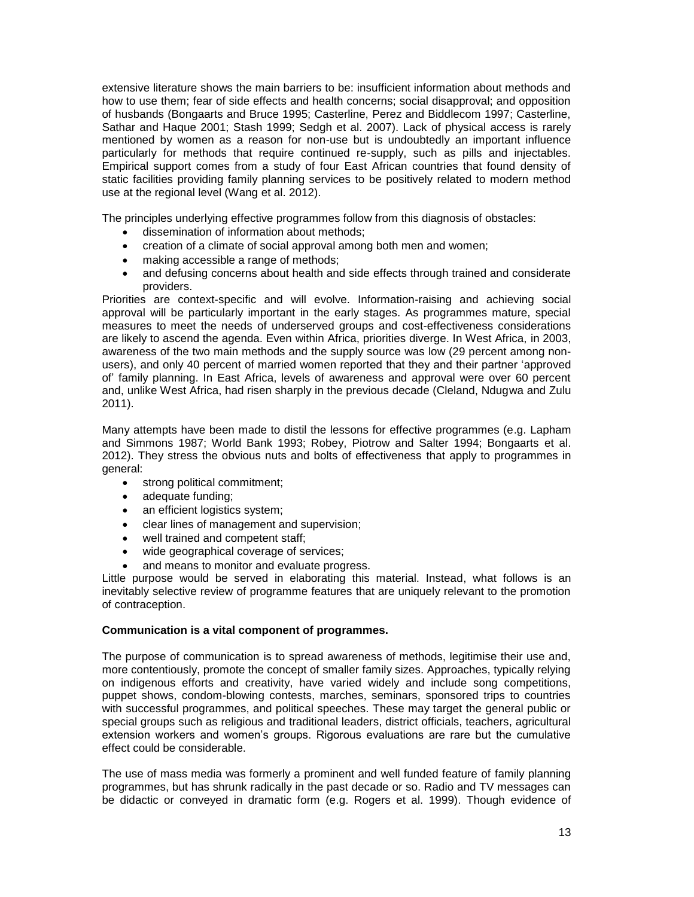extensive literature shows the main barriers to be: insufficient information about methods and how to use them; fear of side effects and health concerns; social disapproval; and opposition of husbands (Bongaarts and Bruce 1995; Casterline, Perez and Biddlecom 1997; Casterline, Sathar and Haque 2001; Stash 1999; Sedgh et al. 2007). Lack of physical access is rarely mentioned by women as a reason for non-use but is undoubtedly an important influence particularly for methods that require continued re-supply, such as pills and injectables. Empirical support comes from a study of four East African countries that found density of static facilities providing family planning services to be positively related to modern method use at the regional level (Wang et al. 2012).

The principles underlying effective programmes follow from this diagnosis of obstacles:

- dissemination of information about methods;
- creation of a climate of social approval among both men and women;
- making accessible a range of methods;
- and defusing concerns about health and side effects through trained and considerate providers.

Priorities are context-specific and will evolve. Information-raising and achieving social approval will be particularly important in the early stages. As programmes mature, special measures to meet the needs of underserved groups and cost-effectiveness considerations are likely to ascend the agenda. Even within Africa, priorities diverge. In West Africa, in 2003, awareness of the two main methods and the supply source was low (29 percent among non-users), and only 40 percent of married women reported that they and their partner 'approved of' family planning. In East Africa, levels of awareness and approval were over 60 percent and, unlike West Africa, had risen sharply in the previous decade (Cleland, Ndugwa and Zulu 2011).

Many attempts have been made to distil the lessons for effective programmes (e.g. Lapham and Simmons 1987; World Bank 1993; Robey, Piotrow and Salter 1994; Bongaarts et al. 2012). They stress the obvious nuts and bolts of effectiveness that apply to programmes in general:

- strong political commitment;
- adequate funding;
- an efficient logistics system;
- clear lines of management and supervision;
- well trained and competent staff;
- wide geographical coverage of services;
- and means to monitor and evaluate progress.

Little purpose would be served in elaborating this material. Instead, what follows is an inevitably selective review of programme features that are uniquely relevant to the promotion of contraception.

**Communication is a vital component of programmes.**

The purpose of communication is to spread awareness of methods, legitimise their use and, more contentiously, promote the concept of smaller family sizes. Approaches, typically relying on indigenous efforts and creativity, have varied widely and include song competitions, puppet shows, condom-blowing contests, marches, seminars, sponsored trips to countries with successful programmes, and political speeches. These may target the general public or special groups such as religious and traditional leaders, district officials, teachers, agricultural extension workers and women's groups. Rigorous evaluations are rare but the cumulative effect could be considerable.

The use of mass media was formerly a prominent and well funded feature of family planning programmes, but has shrunk radically in the past decade or so. Radio and TV messages can be didactic or conveyed in dramatic form (e.g. Rogers et al. 1999). Though evidence of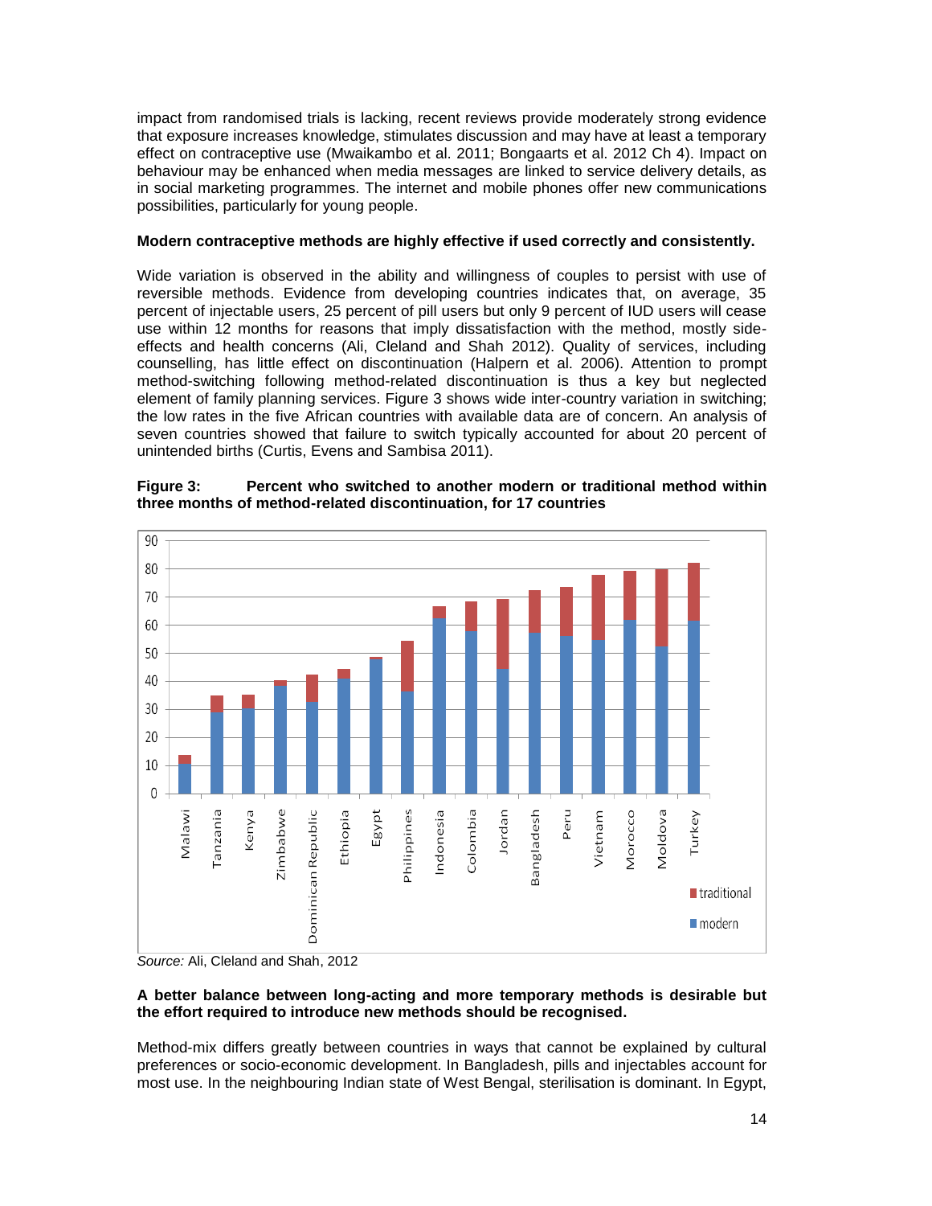impact from randomised trials is lacking, recent reviews provide moderately strong evidence that exposure increases knowledge, stimulates discussion and may have at least a temporary effect on contraceptive use (Mwaikambo et al. 2011; Bongaarts et al. 2012 Ch 4). Impact on behaviour may be enhanced when media messages are linked to service delivery details, as in social marketing programmes. The internet and mobile phones offer new communications possibilities, particularly for young people.

**Modern contraceptive methods are highly effective if used correctly and consistently.**

Wide variation is observed in the ability and willingness of couples to persist with use of reversible methods. Evidence from developing countries indicates that, on average, 35 percent of injectable users, 25 percent of pill users but only 9 percent of IUD users will cease use within 12 months for reasons that imply dissatisfaction with the method, mostly side-effects and health concerns (Ali, Cleland and Shah 2012). Quality of services, including counselling, has little effect on discontinuation (Halpern et al. 2006). Attention to prompt method-switching following method-related discontinuation is thus a key but neglected element of family planning services. Figure 3 shows wide inter-country variation in switching; the low rates in the five African countries with available data are of concern. An analysis of seven countries showed that failure to switch typically accounted for about 20 percent of unintended births (Curtis, Evens and Sambisa 2011).

**Figure 3: Percent who switched to another modern or traditional method within three months of method-related discontinuation, for 17 countries**

*Source:* Ali, Cleland and Shah, 2012

**A better balance between long-acting and more temporary methods is desirable but the effort required to introduce new methods should be recognised.**

Method-mix differs greatly between countries in ways that cannot be explained by cultural preferences or socio-economic development. In Bangladesh, pills and injectables account for most use. In the neighbouring Indian state of West Bengal, sterilisation is dominant. In Egypt,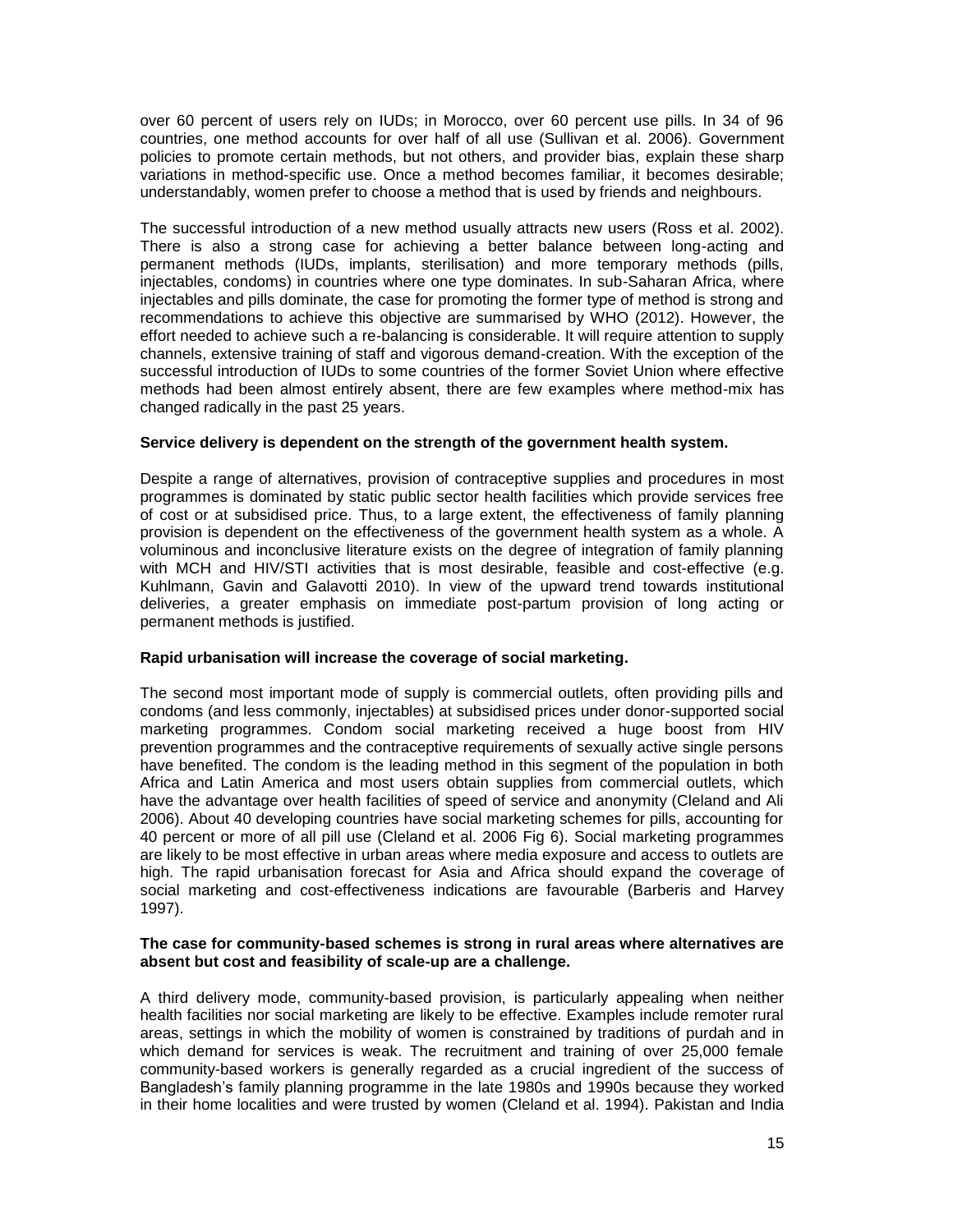over 60 percent of users rely on IUDs; in Morocco, over 60 percent use pills. In 34 of 96 countries, one method accounts for over half of all use (Sullivan et al. 2006). Government policies to promote certain methods, but not others, and provider bias, explain these sharp variations in method-specific use. Once a method becomes familiar, it becomes desirable; understandably, women prefer to choose a method that is used by friends and neighbours.

The successful introduction of a new method usually attracts new users (Ross et al. 2002). There is also a strong case for achieving a better balance between long-acting and permanent methods (IUDs, implants, sterilisation) and more temporary methods (pills, injectables, condoms) in countries where one type dominates. In sub-Saharan Africa, where injectables and pills dominate, the case for promoting the former type of method is strong and recommendations to achieve this objective are summarised by WHO (2012). However, the effort needed to achieve such a re-balancing is considerable. It will require attention to supply channels, extensive training of staff and vigorous demand-creation. With the exception of the successful introduction of IUDs to some countries of the former Soviet Union where effective methods had been almost entirely absent, there are few examples where method-mix has changed radically in the past 25 years.

**Service delivery is dependent on the strength of the government health system.**

Despite a range of alternatives, provision of contraceptive supplies and procedures in most programmes is dominated by static public sector health facilities which provide services free of cost or at subsidised price. Thus, to a large extent, the effectiveness of family planning provision is dependent on the effectiveness of the government health system as a whole. A voluminous and inconclusive literature exists on the degree of integration of family planning with MCH and HIV/STI activities that is most desirable, feasible and cost-effective (e.g. Kuhlmann, Gavin and Galavotti 2010). In view of the upward trend towards institutional deliveries, a greater emphasis on immediate post-partum provision of long acting or permanent methods is justified.

**Rapid urbanisation will increase the coverage of social marketing.**

The second most important mode of supply is commercial outlets, often providing pills and condoms (and less commonly, injectables) at subsidised prices under donor-supported social marketing programmes. Condom social marketing received a huge boost from HIV prevention programmes and the contraceptive requirements of sexually active single persons have benefited. The condom is the leading method in this segment of the population in both Africa and Latin America and most users obtain supplies from commercial outlets, which have the advantage over health facilities of speed of service and anonymity (Cleland and Ali 2006). About 40 developing countries have social marketing schemes for pills, accounting for 40 percent or more of all pill use (Cleland et al. 2006 Fig 6). Social marketing programmes are likely to be most effective in urban areas where media exposure and access to outlets are high. The rapid urbanisation forecast for Asia and Africa should expand the coverage of social marketing and cost-effectiveness indications are favourable (Barberis and Harvey 1997).

**The case for community-based schemes is strong in rural areas where alternatives are absent but cost and feasibility of scale-up are a challenge.**

A third delivery mode, community-based provision, is particularly appealing when neither health facilities nor social marketing are likely to be effective. Examples include remoter rural areas, settings in which the mobility of women is constrained by traditions of purdah and in which demand for services is weak. The recruitment and training of over 25,000 female community-based workers is generally regarded as a crucial ingredient of the success of Bangladesh's family planning programme in the late 1980s and 1990s because they worked in their home localities and were trusted by women (Cleland et al. 1994). Pakistan and India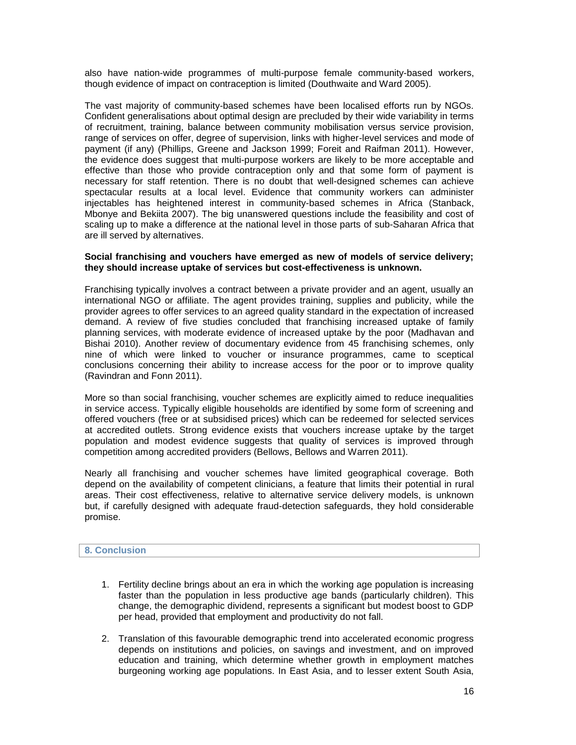also have nation-wide programmes of multi-purpose female community-based workers, though evidence of impact on contraception is limited (Douthwaite and Ward 2005).

The vast majority of community-based schemes have been localised efforts run by NGOs. Confident generalisations about optimal design are precluded by their wide variability in terms of recruitment, training, balance between community mobilisation versus service provision, range of services on offer, degree of supervision, links with higher-level services and mode of payment (if any) (Phillips, Greene and Jackson 1999; Foreit and Raifman 2011). However, the evidence does suggest that multi-purpose workers are likely to be more acceptable and effective than those who provide contraception only and that some form of payment is necessary for staff retention. There is no doubt that well-designed schemes can achieve spectacular results at a local level. Evidence that community workers can administer injectables has heightened interest in community-based schemes in Africa (Stanback, Mbonye and Bekiita 2007). The big unanswered questions include the feasibility and cost of scaling up to make a difference at the national level in those parts of sub-Saharan Africa that are ill served by alternatives.

**Social franchising and vouchers have emerged as new of models of service delivery; they should increase uptake of services but cost-effectiveness is unknown.**

Franchising typically involves a contract between a private provider and an agent, usually an international NGO or affiliate. The agent provides training, supplies and publicity, while the provider agrees to offer services to an agreed quality standard in the expectation of increased demand. A review of five studies concluded that franchising increased uptake of family planning services, with moderate evidence of increased uptake by the poor (Madhavan and Bishai 2010). Another review of documentary evidence from 45 franchising schemes, only nine of which were linked to voucher or insurance programmes, came to sceptical conclusions concerning their ability to increase access for the poor or to improve quality (Ravindran and Fonn 2011).

More so than social franchising, voucher schemes are explicitly aimed to reduce inequalities in service access. Typically eligible households are identified by some form of screening and offered vouchers (free or at subsidised prices) which can be redeemed for selected services at accredited outlets. Strong evidence exists that vouchers increase uptake by the target population and modest evidence suggests that quality of services is improved through competition among accredited providers (Bellows, Bellows and Warren 2011).

Nearly all franchising and voucher schemes have limited geographical coverage. Both depend on the availability of competent clinicians, a feature that limits their potential in rural areas. Their cost effectiveness, relative to alternative service delivery models, is unknown but, if carefully designed with adequate fraud-detection safeguards, they hold considerable promise.

## 8. Conclusion

1. Fertility decline brings about an era in which the working age population is increasing faster than the population in less productive age bands (particularly children). This change, the demographic dividend, represents a significant but modest boost to GDP per head, provided that employment and productivity do not fall.

2. Translation of this favourable demographic trend into accelerated economic progress depends on institutions and policies, on savings and investment, and on improved education and training, which determine whether growth in employment matches burgeoning working age populations. In East Asia, and to lesser extent South Asia,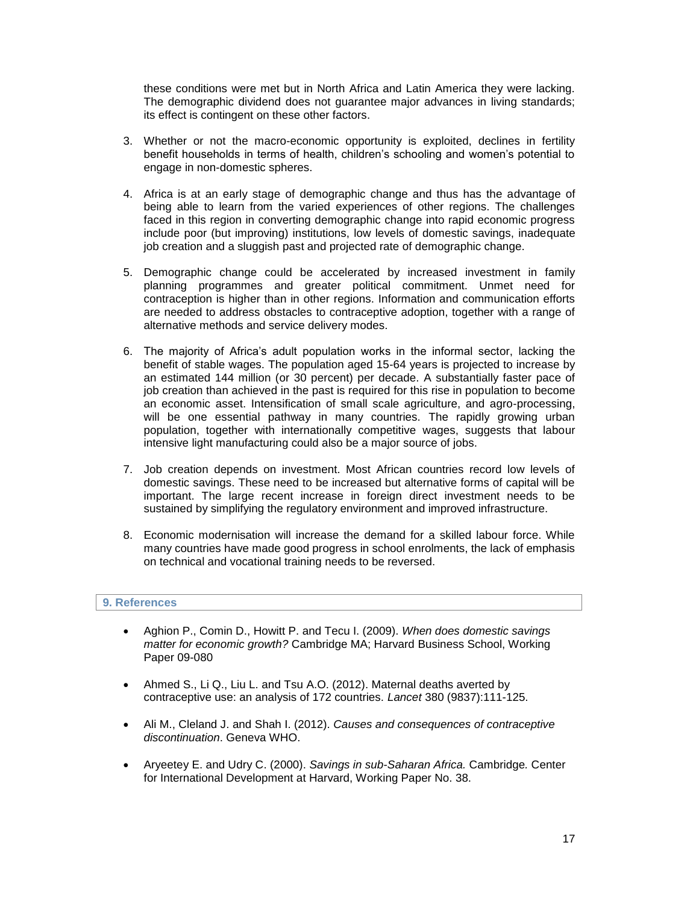these conditions were met but in North Africa and Latin America they were lacking. The demographic dividend does not guarantee major advances in living standards; its effect is contingent on these other factors.

3. Whether or not the macro-economic opportunity is exploited, declines in fertility benefit households in terms of health, children's schooling and women's potential to engage in non-domestic spheres.

4. Africa is at an early stage of demographic change and thus has the advantage of being able to learn from the varied experiences of other regions. The challenges faced in this region in converting demographic change into rapid economic progress include poor (but improving) institutions, low levels of domestic savings, inadequate job creation and a sluggish past and projected rate of demographic change.

5. Demographic change could be accelerated by increased investment in family planning programmes and greater political commitment. Unmet need for contraception is higher than in other regions. Information and communication efforts are needed to address obstacles to contraceptive adoption, together with a range of alternative methods and service delivery modes.

6. The majority of Africa's adult population works in the informal sector, lacking the benefit of stable wages. The population aged 15-64 years is projected to increase by an estimated 144 million (or 30 percent) per decade. A substantially faster pace of job creation than achieved in the past is required for this rise in population to become an economic asset. Intensification of small scale agriculture, and agro-processing, will be one essential pathway in many countries. The rapidly growing urban population, together with internationally competitive wages, suggests that labour intensive light manufacturing could also be a major source of jobs.

7. Job creation depends on investment. Most African countries record low levels of domestic savings. These need to be increased but alternative forms of capital will be important. The large recent increase in foreign direct investment needs to be sustained by simplifying the regulatory environment and improved infrastructure.

8. Economic modernisation will increase the demand for a skilled labour force. While many countries have made good progress in school enrolments, the lack of emphasis on technical and vocational training needs to be reversed.

## 9. References

- Aghion P., Comin D., Howitt P. and Tecu I. (2009). *When does domestic savings matter for economic growth?* Cambridge MA; Harvard Business School, Working Paper 09-080

- Ahmed S., Li Q., Liu L. and Tsu A.O. (2012). Maternal deaths averted by contraceptive use: an analysis of 172 countries. *Lancet* 380 (9837):111-125.

- Ali M., Cleland J. and Shah I. (2012). *Causes and consequences of contraceptive discontinuation*. Geneva WHO.

- Aryeetey E. and Udry C. (2000). *Savings in sub-Saharan Africa.* Cambridge. Center for International Development at Harvard, Working Paper No. 38.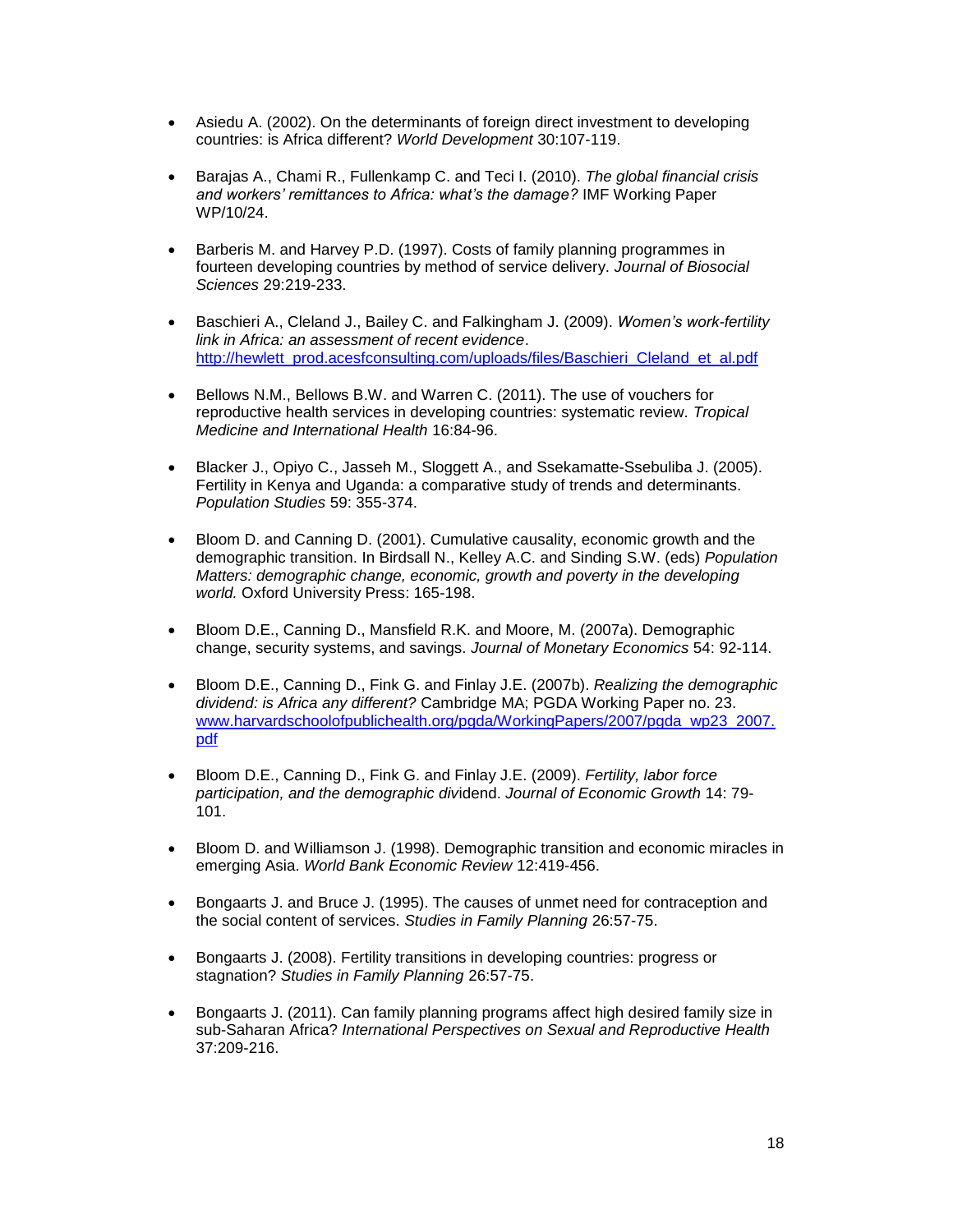- Asiedu A. (2002). On the determinants of foreign direct investment to developing countries: is Africa different? *World Development* 30:107-119.

- Barajas A., Chami R., Fullenkamp C. and Teci I. (2010). *The global financial crisis and workers' remittances to Africa: what's the damage?* IMF Working Paper WP/10/24.

- Barberis M. and Harvey P.D. (1997). Costs of family planning programmes in fourteen developing countries by method of service delivery. *Journal of Biosocial Sciences* 29:219-233.

- Baschieri A., Cleland J., Bailey C. and Falkingham J. (2009). *Women's work-fertility link in Africa: an assessment of recent evidence*. http://hewlett_prod.acesfconsulting.com/uploads/files/Baschieri_Cleland_et_al.pdf

- Bellows N.M., Bellows B.W. and Warren C. (2011). The use of vouchers for reproductive health services in developing countries: systematic review. *Tropical Medicine and International Health* 16:84-96.

- Blacker J., Opiyo C., Jasseh M., Sloggett A., and Ssekamatte-Ssebuliba J. (2005). Fertility in Kenya and Uganda: a comparative study of trends and determinants. *Population Studies* 59: 355-374.

- Bloom D. and Canning D. (2001). Cumulative causality, economic growth and the demographic transition. In Birdsall N., Kelley A.C. and Sinding S.W. (eds) *Population Matters: demographic change, economic, growth and poverty in the developing world.* Oxford University Press: 165-198.

- Bloom D.E., Canning D., Mansfield R.K. and Moore, M. (2007a). Demographic change, security systems, and savings. *Journal of Monetary Economics* 54: 92-114.

- Bloom D.E., Canning D., Fink G. and Finlay J.E. (2007b). *Realizing the demographic dividend: is Africa any different?* Cambridge MA; PGDA Working Paper no. 23. www.harvardschoolofpublichealth.org/pgda/WorkingPapers/2007/pgda_wp23_2007.pdf

- Bloom D.E., Canning D., Fink G. and Finlay J.E. (2009). *Fertility, labor force participation, and the demographic div*idend. *Journal of Economic Growth* 14: 79-101.

- Bloom D. and Williamson J. (1998). Demographic transition and economic miracles in emerging Asia. *World Bank Economic Review* 12:419-456.

- Bongaarts J. and Bruce J. (1995). The causes of unmet need for contraception and the social content of services. *Studies in Family Planning* 26:57-75.

- Bongaarts J. (2008). Fertility transitions in developing countries: progress or stagnation? *Studies in Family Planning* 26:57-75.

- Bongaarts J. (2011). Can family planning programs affect high desired family size in sub-Saharan Africa? *International Perspectives on Sexual and Reproductive Health* 37:209-216.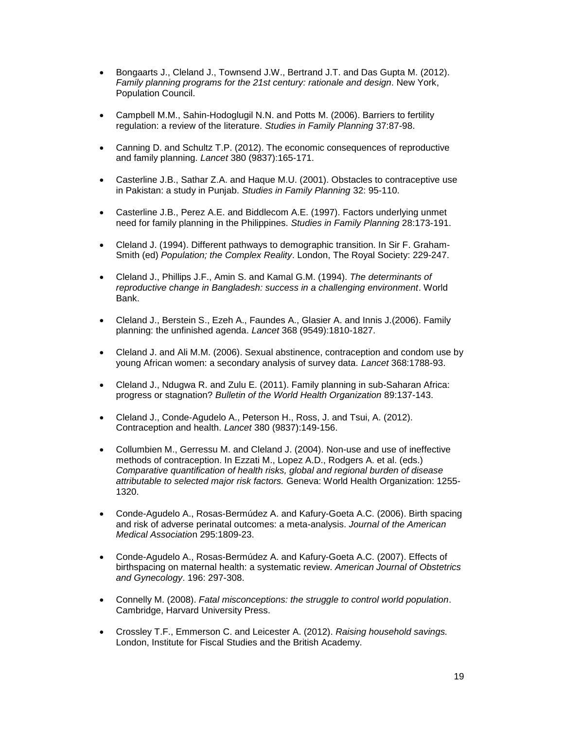- Bongaarts J., Cleland J., Townsend J.W., Bertrand J.T. and Das Gupta M. (2012). *Family planning programs for the 21st century: rationale and design*. New York, Population Council.

- Campbell M.M., Sahin-Hodoglugil N.N. and Potts M. (2006). Barriers to fertility regulation: a review of the literature. *Studies in Family Planning* 37:87-98.

- Canning D. and Schultz T.P. (2012). The economic consequences of reproductive and family planning. *Lancet* 380 (9837):165-171.

- Casterline J.B., Sathar Z.A. and Haque M.U. (2001). Obstacles to contraceptive use in Pakistan: a study in Punjab. *Studies in Family Planning* 32: 95-110.

- Casterline J.B., Perez A.E. and Biddlecom A.E. (1997). Factors underlying unmet need for family planning in the Philippines. *Studies in Family Planning* 28:173-191.

- Cleland J. (1994). Different pathways to demographic transition. In Sir F. Graham-Smith (ed) *Population; the Complex Reality*. London, The Royal Society: 229-247.

- Cleland J., Phillips J.F., Amin S. and Kamal G.M. (1994). *The determinants of reproductive change in Bangladesh: success in a challenging environment*. World Bank.

- Cleland J., Berstein S., Ezeh A., Faundes A., Glasier A. and Innis J.(2006). Family planning: the unfinished agenda. *Lancet* 368 (9549):1810-1827.

- Cleland J. and Ali M.M. (2006). Sexual abstinence, contraception and condom use by young African women: a secondary analysis of survey data. *Lancet* 368:1788-93.

- Cleland J., Ndugwa R. and Zulu E. (2011). Family planning in sub-Saharan Africa: progress or stagnation? *Bulletin of the World Health Organization* 89:137-143.

- Cleland J., Conde-Agudelo A., Peterson H., Ross, J. and Tsui, A. (2012). Contraception and health. *Lancet* 380 (9837):149-156.

- Collumbien M., Gerressu M. and Cleland J. (2004). Non-use and use of ineffective methods of contraception. In Ezzati M., Lopez A.D., Rodgers A. et al. (eds.) *Comparative quantification of health risks, global and regional burden of disease attributable to selected major risk factors.* Geneva: World Health Organization: 1255-1320.

- Conde-Agudelo A., Rosas-Bermúdez A. and Kafury-Goeta A.C. (2006). Birth spacing and risk of adverse perinatal outcomes: a meta-analysis. *Journal of the American Medical Association* 295:1809-23.

- Conde-Agudelo A., Rosas-Bermúdez A. and Kafury-Goeta A.C. (2007). Effects of birthspacing on maternal health: a systematic review. *American Journal of Obstetrics and Gynecology*. 196: 297-308.

- Connelly M. (2008). *Fatal misconceptions: the struggle to control world population*. Cambridge, Harvard University Press.

- Crossley T.F., Emmerson C. and Leicester A. (2012). *Raising household savings.* London, Institute for Fiscal Studies and the British Academy.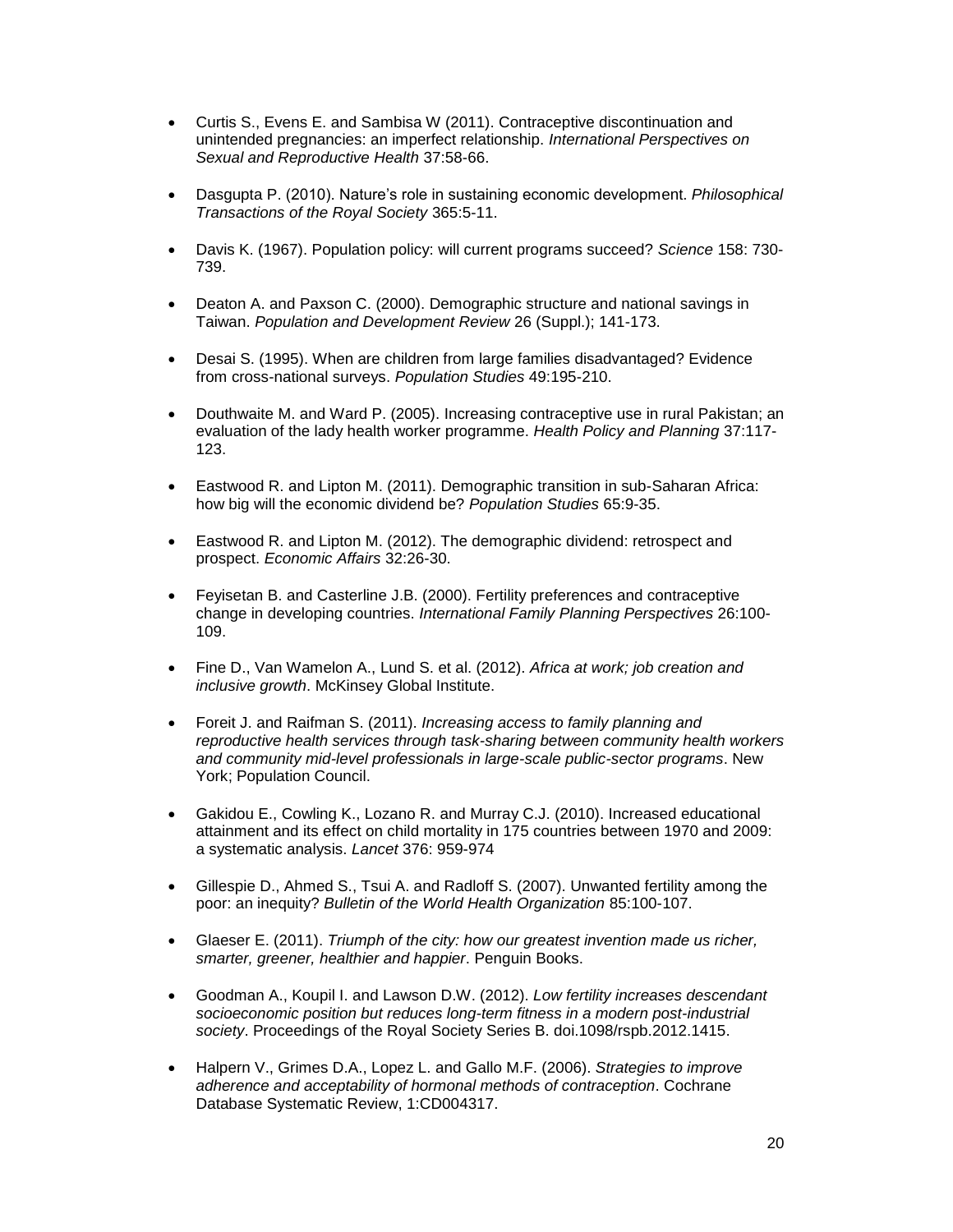- Curtis S., Evens E. and Sambisa W (2011). Contraceptive discontinuation and unintended pregnancies: an imperfect relationship. *International Perspectives on Sexual and Reproductive Health* 37:58-66.

- Dasgupta P. (2010). Nature's role in sustaining economic development. *Philosophical Transactions of the Royal Society* 365:5-11.

- Davis K. (1967). Population policy: will current programs succeed? *Science* 158: 730-739.

- Deaton A. and Paxson C. (2000). Demographic structure and national savings in Taiwan. *Population and Development Review* 26 (Suppl.); 141-173.

- Desai S. (1995). When are children from large families disadvantaged? Evidence from cross-national surveys. *Population Studies* 49:195-210.

- Douthwaite M. and Ward P. (2005). Increasing contraceptive use in rural Pakistan; an evaluation of the lady health worker programme. *Health Policy and Planning* 37:117-123.

- Eastwood R. and Lipton M. (2011). Demographic transition in sub-Saharan Africa: how big will the economic dividend be? *Population Studies* 65:9-35.

- Eastwood R. and Lipton M. (2012). The demographic dividend: retrospect and prospect. *Economic Affairs* 32:26-30.

- Feyisetan B. and Casterline J.B. (2000). Fertility preferences and contraceptive change in developing countries. *International Family Planning Perspectives* 26:100-109.

- Fine D., Van Wamelon A., Lund S. et al. (2012). *Africa at work; job creation and inclusive growth*. McKinsey Global Institute.

- Foreit J. and Raifman S. (2011). *Increasing access to family planning and reproductive health services through task-sharing between community health workers and community mid-level professionals in large-scale public-sector programs*. New York; Population Council.

- Gakidou E., Cowling K., Lozano R. and Murray C.J. (2010). Increased educational attainment and its effect on child mortality in 175 countries between 1970 and 2009: a systematic analysis. *Lancet* 376: 959-974

- Gillespie D., Ahmed S., Tsui A. and Radloff S. (2007). Unwanted fertility among the poor: an inequity? *Bulletin of the World Health Organization* 85:100-107.

- Glaeser E. (2011). *Triumph of the city: how our greatest invention made us richer, smarter, greener, healthier and happier*. Penguin Books.

- Goodman A., Koupil I. and Lawson D.W. (2012). *Low fertility increases descendant socioeconomic position but reduces long-term fitness in a modern post-industrial society*. Proceedings of the Royal Society Series B. doi.1098/rspb.2012.1415.

- Halpern V., Grimes D.A., Lopez L. and Gallo M.F. (2006). *Strategies to improve adherence and acceptability of hormonal methods of contraception*. Cochrane Database Systematic Review, 1:CD004317.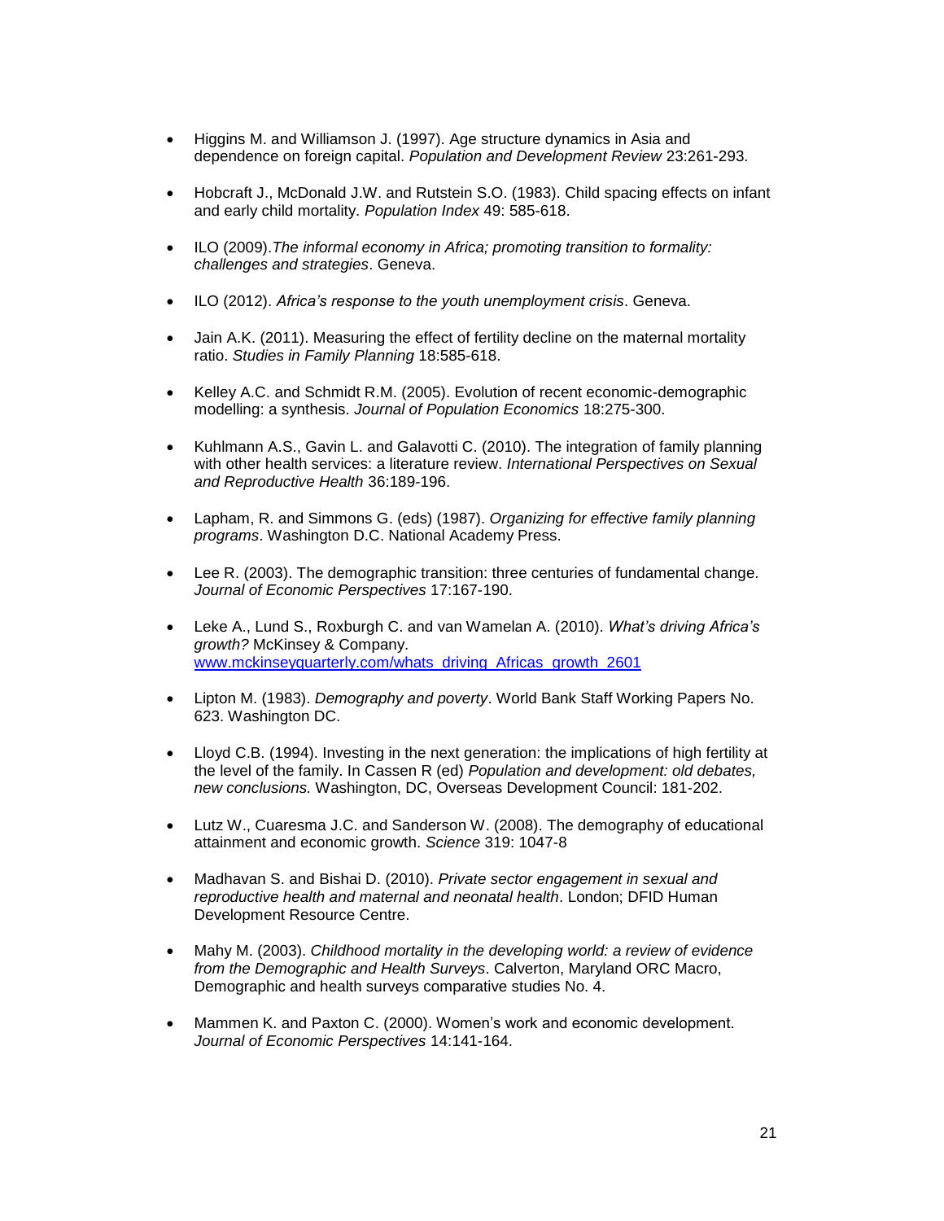- Higgins M. and Williamson J. (1997). Age structure dynamics in Asia and dependence on foreign capital. *Population and Development Review* 23:261-293.

- Hobcraft J., McDonald J.W. and Rutstein S.O. (1983). Child spacing effects on infant and early child mortality. *Population Index* 49: 585-618.

- ILO (2009).*The informal economy in Africa; promoting transition to formality: challenges and strategies*. Geneva.

- ILO (2012). *Africa's response to the youth unemployment crisis*. Geneva.

- Jain A.K. (2011). Measuring the effect of fertility decline on the maternal mortality ratio. *Studies in Family Planning* 18:585-618.

- Kelley A.C. and Schmidt R.M. (2005). Evolution of recent economic-demographic modelling: a synthesis. *Journal of Population Economics* 18:275-300.

- Kuhlmann A.S., Gavin L. and Galavotti C. (2010). The integration of family planning with other health services: a literature review. *International Perspectives on Sexual and Reproductive Health* 36:189-196.

- Lapham, R. and Simmons G. (eds) (1987). *Organizing for effective family planning programs*. Washington D.C. National Academy Press.

- Lee R. (2003). The demographic transition: three centuries of fundamental change. *Journal of Economic Perspectives* 17:167-190.

- Leke A., Lund S., Roxburgh C. and van Wamelan A. (2010). *What's driving Africa's growth?* McKinsey & Company. [www.mckinseyquarterly.com/whats_driving_Africas_growth_2601](www.mckinseyquarterly.com/whats_driving_Africas_growth_2601)

- Lipton M. (1983). *Demography and poverty*. World Bank Staff Working Papers No. 623. Washington DC.

- Lloyd C.B. (1994). Investing in the next generation: the implications of high fertility at the level of the family. In Cassen R (ed) *Population and development: old debates, new conclusions.* Washington, DC, Overseas Development Council: 181-202.

- Lutz W., Cuaresma J.C. and Sanderson W. (2008). The demography of educational attainment and economic growth. *Science* 319: 1047-8

- Madhavan S. and Bishai D. (2010). *Private sector engagement in sexual and reproductive health and maternal and neonatal health*. London; DFID Human Development Resource Centre.

- Mahy M. (2003). *Childhood mortality in the developing world: a review of evidence from the Demographic and Health Surveys*. Calverton, Maryland ORC Macro, Demographic and health surveys comparative studies No. 4.

- Mammen K. and Paxton C. (2000). Women's work and economic development. *Journal of Economic Perspectives* 14:141-164.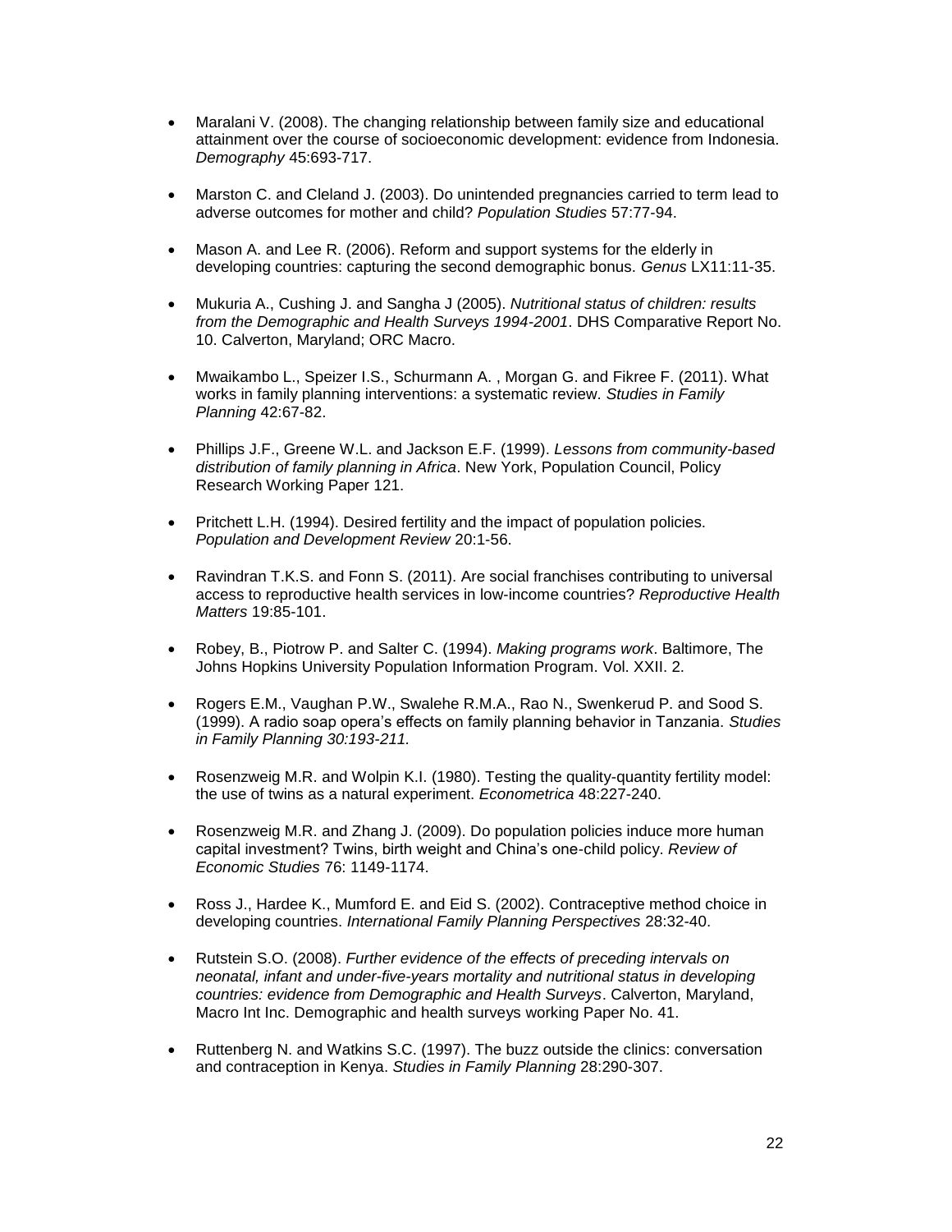- Maralani V. (2008). The changing relationship between family size and educational attainment over the course of socioeconomic development: evidence from Indonesia. *Demography* 45:693-717.

- Marston C. and Cleland J. (2003). Do unintended pregnancies carried to term lead to adverse outcomes for mother and child? *Population Studies* 57:77-94.

- Mason A. and Lee R. (2006). Reform and support systems for the elderly in developing countries: capturing the second demographic bonus. *Genus* LX11:11-35.

- Mukuria A., Cushing J. and Sangha J (2005). *Nutritional status of children: results from the Demographic and Health Surveys 1994-2001*. DHS Comparative Report No. 10. Calverton, Maryland; ORC Macro.

- Mwaikambo L., Speizer I.S., Schurmann A. , Morgan G. and Fikree F. (2011). What works in family planning interventions: a systematic review. *Studies in Family Planning* 42:67-82.

- Phillips J.F., Greene W.L. and Jackson E.F. (1999). *Lessons from community-based distribution of family planning in Africa*. New York, Population Council, Policy Research Working Paper 121.

- Pritchett L.H. (1994). Desired fertility and the impact of population policies. *Population and Development Review* 20:1-56.

- Ravindran T.K.S. and Fonn S. (2011). Are social franchises contributing to universal access to reproductive health services in low-income countries? *Reproductive Health Matters* 19:85-101.

- Robey, B., Piotrow P. and Salter C. (1994). *Making programs work*. Baltimore, The Johns Hopkins University Population Information Program. Vol. XXII. 2.

- Rogers E.M., Vaughan P.W., Swalehe R.M.A., Rao N., Swenkerud P. and Sood S. (1999). A radio soap opera's effects on family planning behavior in Tanzania. *Studies in Family Planning 30:193-211.*

- Rosenzweig M.R. and Wolpin K.I. (1980). Testing the quality-quantity fertility model: the use of twins as a natural experiment. *Econometrica* 48:227-240.

- Rosenzweig M.R. and Zhang J. (2009). Do population policies induce more human capital investment? Twins, birth weight and China's one-child policy. *Review of Economic Studies* 76: 1149-1174.

- Ross J., Hardee K., Mumford E. and Eid S. (2002). Contraceptive method choice in developing countries. *International Family Planning Perspectives* 28:32-40.

- Rutstein S.O. (2008). *Further evidence of the effects of preceding intervals on neonatal, infant and under-five-years mortality and nutritional status in developing countries: evidence from Demographic and Health Surveys*. Calverton, Maryland, Macro Int Inc. Demographic and health surveys working Paper No. 41.

- Ruttenberg N. and Watkins S.C. (1997). The buzz outside the clinics: conversation and contraception in Kenya. *Studies in Family Planning* 28:290-307.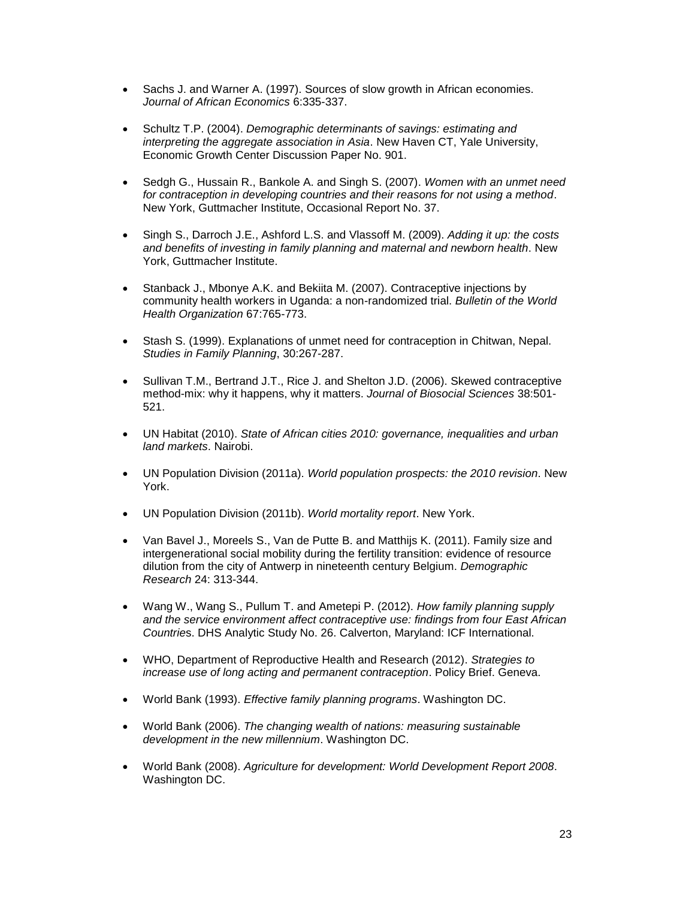- Sachs J. and Warner A. (1997). Sources of slow growth in African economies. *Journal of African Economics* 6:335-337.

- Schultz T.P. (2004). *Demographic determinants of savings: estimating and interpreting the aggregate association in Asia*. New Haven CT, Yale University, Economic Growth Center Discussion Paper No. 901.

- Sedgh G., Hussain R., Bankole A. and Singh S. (2007). *Women with an unmet need for contraception in developing countries and their reasons for not using a method*. New York, Guttmacher Institute, Occasional Report No. 37.

- Singh S., Darroch J.E., Ashford L.S. and Vlassoff M. (2009). *Adding it up: the costs and benefits of investing in family planning and maternal and newborn health*. New York, Guttmacher Institute.

- Stanback J., Mbonye A.K. and Bekiita M. (2007). Contraceptive injections by community health workers in Uganda: a non-randomized trial. *Bulletin of the World Health Organization* 67:765-773.

- Stash S. (1999). Explanations of unmet need for contraception in Chitwan, Nepal. *Studies in Family Planning*, 30:267-287.

- Sullivan T.M., Bertrand J.T., Rice J. and Shelton J.D. (2006). Skewed contraceptive method-mix: why it happens, why it matters. *Journal of Biosocial Sciences* 38:501-521.

- UN Habitat (2010). *State of African cities 2010: governance, inequalities and urban land markets*. Nairobi.

- UN Population Division (2011a). *World population prospects: the 2010 revision*. New York.

- UN Population Division (2011b). *World mortality report*. New York.

- Van Bavel J., Moreels S., Van de Putte B. and Matthijs K. (2011). Family size and intergenerational social mobility during the fertility transition: evidence of resource dilution from the city of Antwerp in nineteenth century Belgium. *Demographic Research* 24: 313-344.

- Wang W., Wang S., Pullum T. and Ametepi P. (2012). *How family planning supply and the service environment affect contraceptive use: findings from four East African Countries*. DHS Analytic Study No. 26. Calverton, Maryland: ICF International.

- WHO, Department of Reproductive Health and Research (2012). *Strategies to increase use of long acting and permanent contraception*. Policy Brief. Geneva.

- World Bank (1993). *Effective family planning programs*. Washington DC.

- World Bank (2006). *The changing wealth of nations: measuring sustainable development in the new millennium*. Washington DC.

- World Bank (2008). *Agriculture for development: World Development Report 2008*. Washington DC.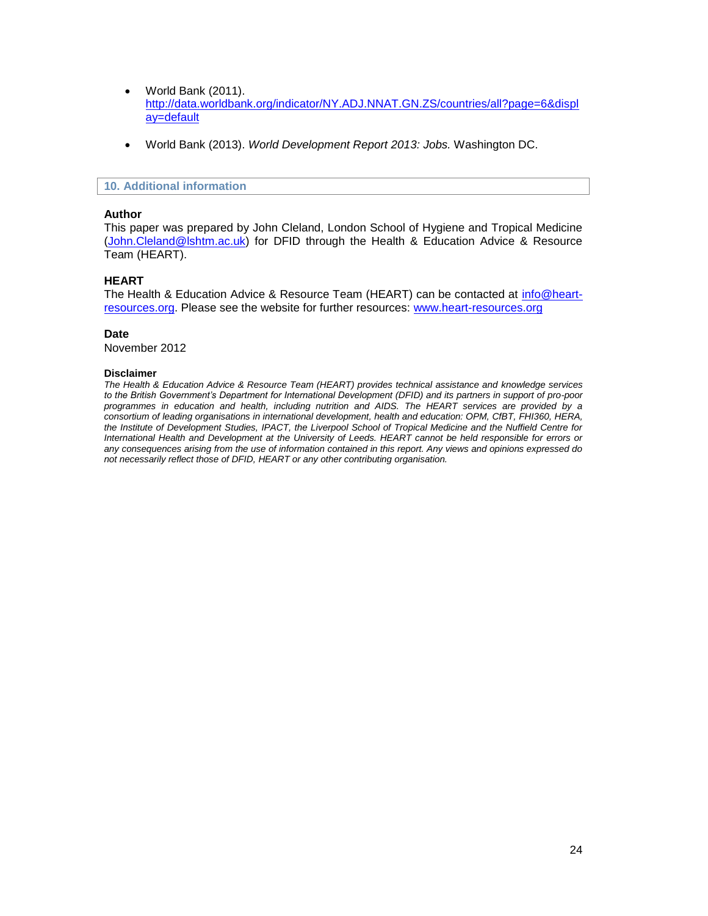- World Bank (2011). http://data.worldbank.org/indicator/NY.ADJ.NNAT.GN.ZS/countries/all?page=6&display=default

- World Bank (2013). *World Development Report 2013: Jobs.* Washington DC.

## 10. Additional information

**Author**
This paper was prepared by John Cleland, London School of Hygiene and Tropical Medicine (John.Cleland@lshtm.ac.uk) for DFID through the Health & Education Advice & Resource Team (HEART).

**HEART**
The Health & Education Advice & Resource Team (HEART) can be contacted at info@heart-resources.org. Please see the website for further resources: www.heart-resources.org

**Date**
November 2012

**Disclaimer**
*The Health & Education Advice & Resource Team (HEART) provides technical assistance and knowledge services to the British Government's Department for International Development (DFID) and its partners in support of pro-poor programmes in education and health, including nutrition and AIDS. The HEART services are provided by a consortium of leading organisations in international development, health and education: OPM, CfBT, FHI360, HERA, the Institute of Development Studies, IPACT, the Liverpool School of Tropical Medicine and the Nuffield Centre for International Health and Development at the University of Leeds. HEART cannot be held responsible for errors or any consequences arising from the use of information contained in this report. Any views and opinions expressed do not necessarily reflect those of DFID, HEART or any other contributing organisation.*